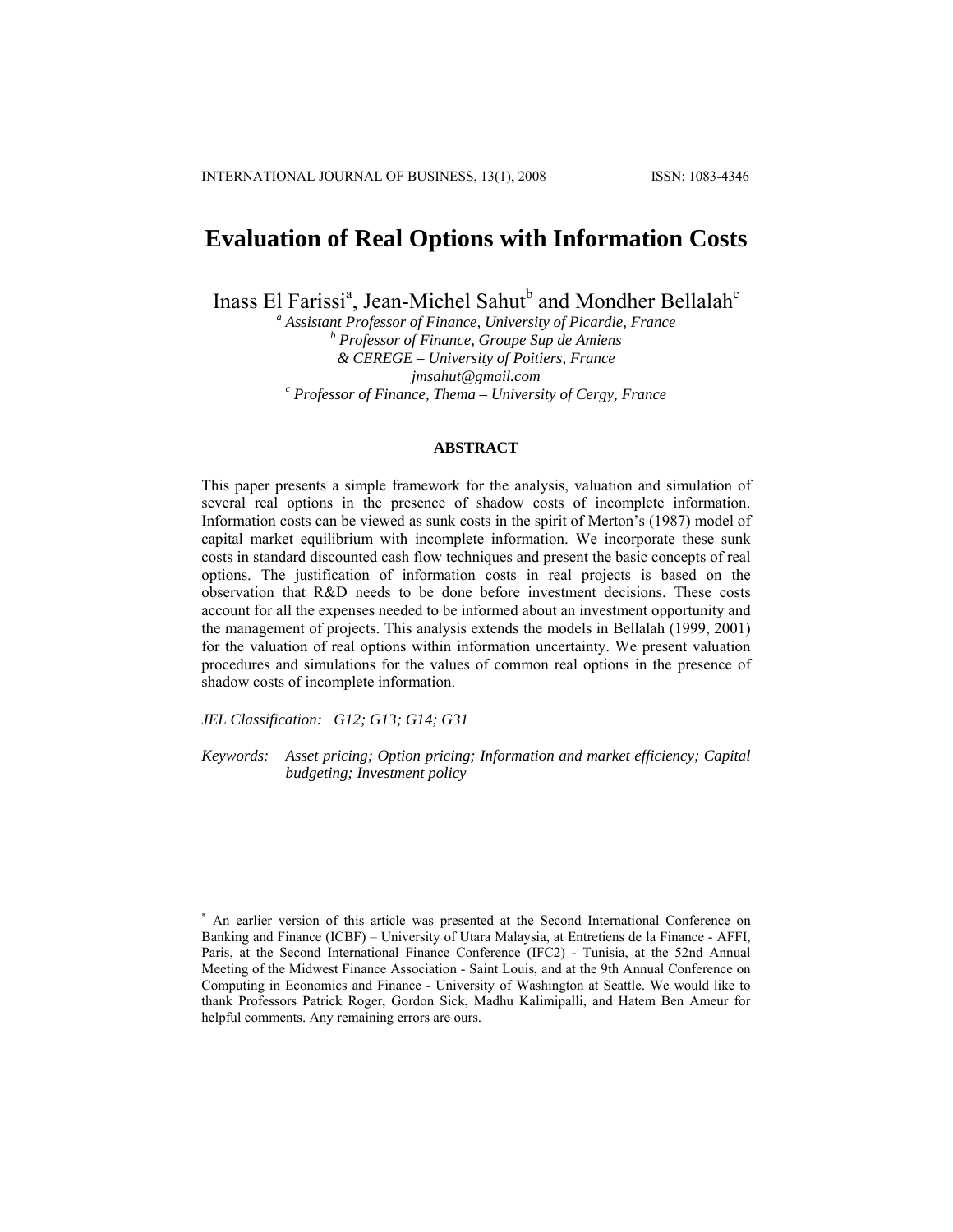# Evaluation of Real Options with Information Costs

Inass El Farissi[a], Jean-Michel Sahut[b] and Mondher Bellalah[c]

[a] *Assistant Professor of Finance, University of Picardie, France*
[b] *Professor of Finance, Groupe Sup de Amiens & CEREGE – University of Poitiers, France*
*jmsahut@gmail.com*
[c] *Professor of Finance, Thema – University of Cergy, France*

## ABSTRACT

This paper presents a simple framework for the analysis, valuation and simulation of several real options in the presence of shadow costs of incomplete information. Information costs can be viewed as sunk costs in the spirit of Merton's (1987) model of capital market equilibrium with incomplete information. We incorporate these sunk costs in standard discounted cash flow techniques and present the basic concepts of real options. The justification of information costs in real projects is based on the observation that R&D needs to be done before investment decisions. These costs account for all the expenses needed to be informed about an investment opportunity and the management of projects. This analysis extends the models in Bellalah (1999, 2001) for the valuation of real options within information uncertainty. We present valuation procedures and simulations for the values of common real options in the presence of shadow costs of incomplete information.

*JEL Classification: G12; G13; G14; G31*

*Keywords: Asset pricing; Option pricing; Information and market efficiency; Capital budgeting; Investment policy*

[*] An earlier version of this article was presented at the Second International Conference on Banking and Finance (ICBF) – University of Utara Malaysia, at Entretiens de la Finance - AFFI, Paris, at the Second International Finance Conference (IFC2) - Tunisia, at the 52nd Annual Meeting of the Midwest Finance Association - Saint Louis, and at the 9th Annual Conference on Computing in Economics and Finance - University of Washington at Seattle. We would like to thank Professors Patrick Roger, Gordon Sick, Madhu Kalimipalli, and Hatem Ben Ameur for helpful comments. Any remaining errors are ours.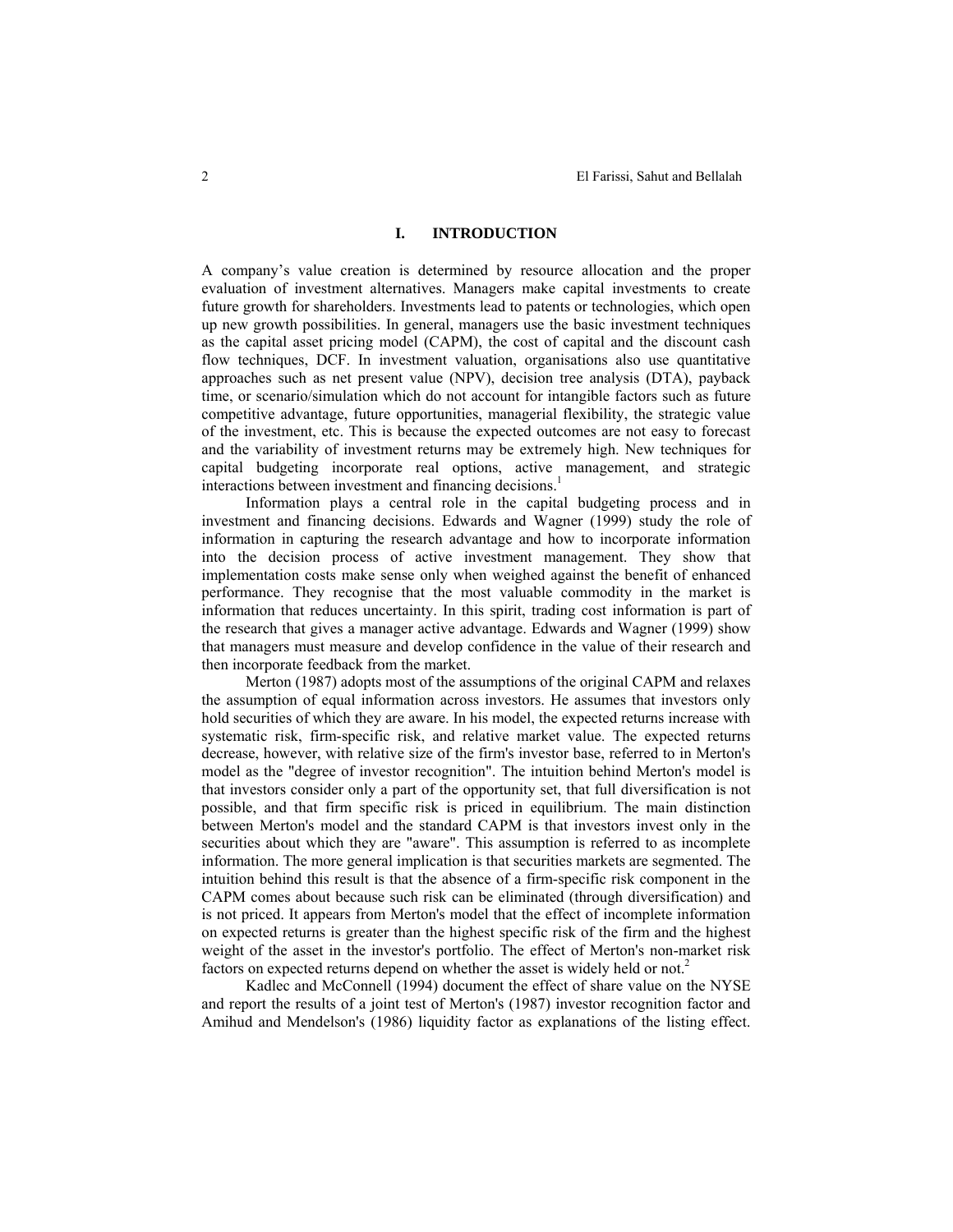## I. INTRODUCTION

A company's value creation is determined by resource allocation and the proper evaluation of investment alternatives. Managers make capital investments to create future growth for shareholders. Investments lead to patents or technologies, which open up new growth possibilities. In general, managers use the basic investment techniques as the capital asset pricing model (CAPM), the cost of capital and the discount cash flow techniques, DCF. In investment valuation, organisations also use quantitative approaches such as net present value (NPV), decision tree analysis (DTA), payback time, or scenario/simulation which do not account for intangible factors such as future competitive advantage, future opportunities, managerial flexibility, the strategic value of the investment, etc. This is because the expected outcomes are not easy to forecast and the variability of investment returns may be extremely high. New techniques for capital budgeting incorporate real options, active management, and strategic interactions between investment and financing decisions.[1]

Information plays a central role in the capital budgeting process and in investment and financing decisions. Edwards and Wagner (1999) study the role of information in capturing the research advantage and how to incorporate information into the decision process of active investment management. They show that implementation costs make sense only when weighed against the benefit of enhanced performance. They recognise that the most valuable commodity in the market is information that reduces uncertainty. In this spirit, trading cost information is part of the research that gives a manager active advantage. Edwards and Wagner (1999) show that managers must measure and develop confidence in the value of their research and then incorporate feedback from the market.

Merton (1987) adopts most of the assumptions of the original CAPM and relaxes the assumption of equal information across investors. He assumes that investors only hold securities of which they are aware. In his model, the expected returns increase with systematic risk, firm-specific risk, and relative market value. The expected returns decrease, however, with relative size of the firm's investor base, referred to in Merton's model as the "degree of investor recognition". The intuition behind Merton's model is that investors consider only a part of the opportunity set, that full diversification is not possible, and that firm specific risk is priced in equilibrium. The main distinction between Merton's model and the standard CAPM is that investors invest only in the securities about which they are "aware". This assumption is referred to as incomplete information. The more general implication is that securities markets are segmented. The intuition behind this result is that the absence of a firm-specific risk component in the CAPM comes about because such risk can be eliminated (through diversification) and is not priced. It appears from Merton's model that the effect of incomplete information on expected returns is greater than the highest specific risk of the firm and the highest weight of the asset in the investor's portfolio. The effect of Merton's non-market risk factors on expected returns depend on whether the asset is widely held or not.[2]

Kadlec and McConnell (1994) document the effect of share value on the NYSE and report the results of a joint test of Merton's (1987) investor recognition factor and Amihud and Mendelson's (1986) liquidity factor as explanations of the listing effect.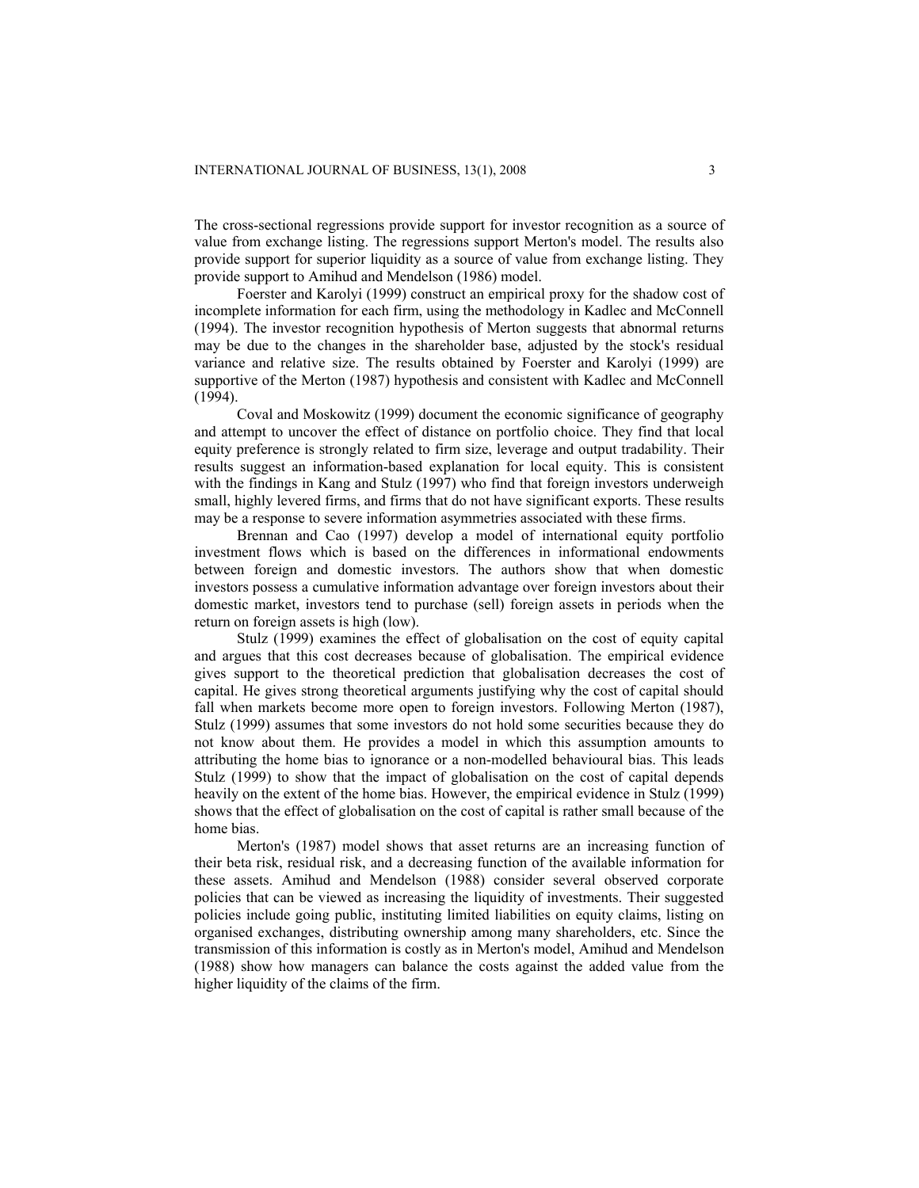The cross-sectional regressions provide support for investor recognition as a source of value from exchange listing. The regressions support Merton's model. The results also provide support for superior liquidity as a source of value from exchange listing. They provide support to Amihud and Mendelson (1986) model.

Foerster and Karolyi (1999) construct an empirical proxy for the shadow cost of incomplete information for each firm, using the methodology in Kadlec and McConnell (1994). The investor recognition hypothesis of Merton suggests that abnormal returns may be due to the changes in the shareholder base, adjusted by the stock's residual variance and relative size. The results obtained by Foerster and Karolyi (1999) are supportive of the Merton (1987) hypothesis and consistent with Kadlec and McConnell (1994).

Coval and Moskowitz (1999) document the economic significance of geography and attempt to uncover the effect of distance on portfolio choice. They find that local equity preference is strongly related to firm size, leverage and output tradability. Their results suggest an information-based explanation for local equity. This is consistent with the findings in Kang and Stulz (1997) who find that foreign investors underweigh small, highly levered firms, and firms that do not have significant exports. These results may be a response to severe information asymmetries associated with these firms.

Brennan and Cao (1997) develop a model of international equity portfolio investment flows which is based on the differences in informational endowments between foreign and domestic investors. The authors show that when domestic investors possess a cumulative information advantage over foreign investors about their domestic market, investors tend to purchase (sell) foreign assets in periods when the return on foreign assets is high (low).

Stulz (1999) examines the effect of globalisation on the cost of equity capital and argues that this cost decreases because of globalisation. The empirical evidence gives support to the theoretical prediction that globalisation decreases the cost of capital. He gives strong theoretical arguments justifying why the cost of capital should fall when markets become more open to foreign investors. Following Merton (1987), Stulz (1999) assumes that some investors do not hold some securities because they do not know about them. He provides a model in which this assumption amounts to attributing the home bias to ignorance or a non-modelled behavioural bias. This leads Stulz (1999) to show that the impact of globalisation on the cost of capital depends heavily on the extent of the home bias. However, the empirical evidence in Stulz (1999) shows that the effect of globalisation on the cost of capital is rather small because of the home bias.

Merton's (1987) model shows that asset returns are an increasing function of their beta risk, residual risk, and a decreasing function of the available information for these assets. Amihud and Mendelson (1988) consider several observed corporate policies that can be viewed as increasing the liquidity of investments. Their suggested policies include going public, instituting limited liabilities on equity claims, listing on organised exchanges, distributing ownership among many shareholders, etc. Since the transmission of this information is costly as in Merton's model, Amihud and Mendelson (1988) show how managers can balance the costs against the added value from the higher liquidity of the claims of the firm.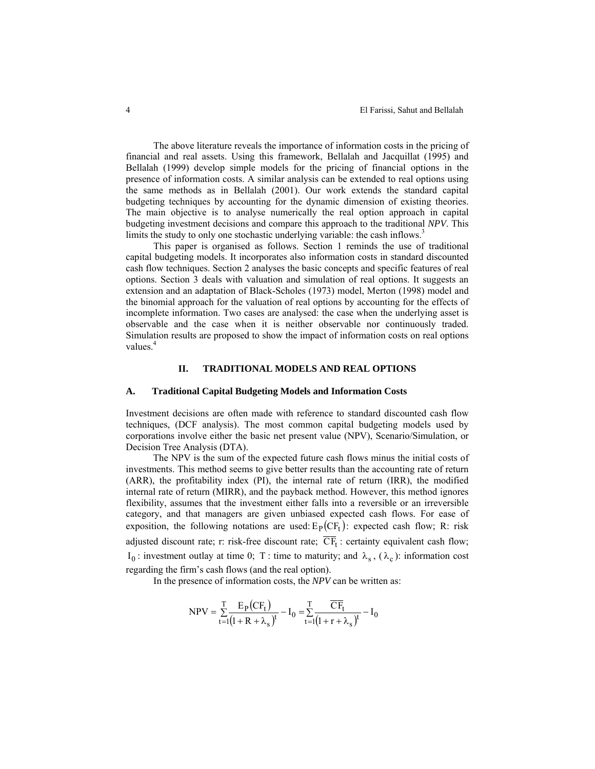The above literature reveals the importance of information costs in the pricing of financial and real assets. Using this framework, Bellalah and Jacquillat (1995) and Bellalah (1999) develop simple models for the pricing of financial options in the presence of information costs. A similar analysis can be extended to real options using the same methods as in Bellalah (2001). Our work extends the standard capital budgeting techniques by accounting for the dynamic dimension of existing theories. The main objective is to analyse numerically the real option approach in capital budgeting investment decisions and compare this approach to the traditional *NPV*. This limits the study to only one stochastic underlying variable: the cash inflows.[3]

This paper is organised as follows. Section 1 reminds the use of traditional capital budgeting models. It incorporates also information costs in standard discounted cash flow techniques. Section 2 analyses the basic concepts and specific features of real options. Section 3 deals with valuation and simulation of real options. It suggests an extension and an adaptation of Black-Scholes (1973) model, Merton (1998) model and the binomial approach for the valuation of real options by accounting for the effects of incomplete information. Two cases are analysed: the case when the underlying asset is observable and the case when it is neither observable nor continuously traded. Simulation results are proposed to show the impact of information costs on real options values.[4]

## II. TRADITIONAL MODELS AND REAL OPTIONS

### A. Traditional Capital Budgeting Models and Information Costs

Investment decisions are often made with reference to standard discounted cash flow techniques, (DCF analysis). The most common capital budgeting models used by corporations involve either the basic net present value (NPV), Scenario/Simulation, or Decision Tree Analysis (DTA).

The NPV is the sum of the expected future cash flows minus the initial costs of investments. This method seems to give better results than the accounting rate of return (ARR), the profitability index (PI), the internal rate of return (IRR), the modified internal rate of return (MIRR), and the payback method. However, this method ignores flexibility, assumes that the investment either falls into a reversible or an irreversible category, and that managers are given unbiased expected cash flows. For ease of exposition, the following notations are used: $E_P(CF_t)$: expected cash flow; R: risk adjusted discount rate; r: risk-free discount rate; $\overline{CF_t}$ : certainty equivalent cash flow; $I_0$ : investment outlay at time 0; T : time to maturity; and $\lambda_s$, ($\lambda_c$): information cost regarding the firm's cash flows (and the real option).

In the presence of information costs, the *NPV* can be written as:

$$NPV = \sum_{t=1}^{T} \frac{E_P(CF_t)}{(1 + R + \lambda_s)^t} - I_0 = \sum_{t=1}^{T} \frac{\overline{CF_t}}{(1 + r + \lambda_s)^t} - I_0$$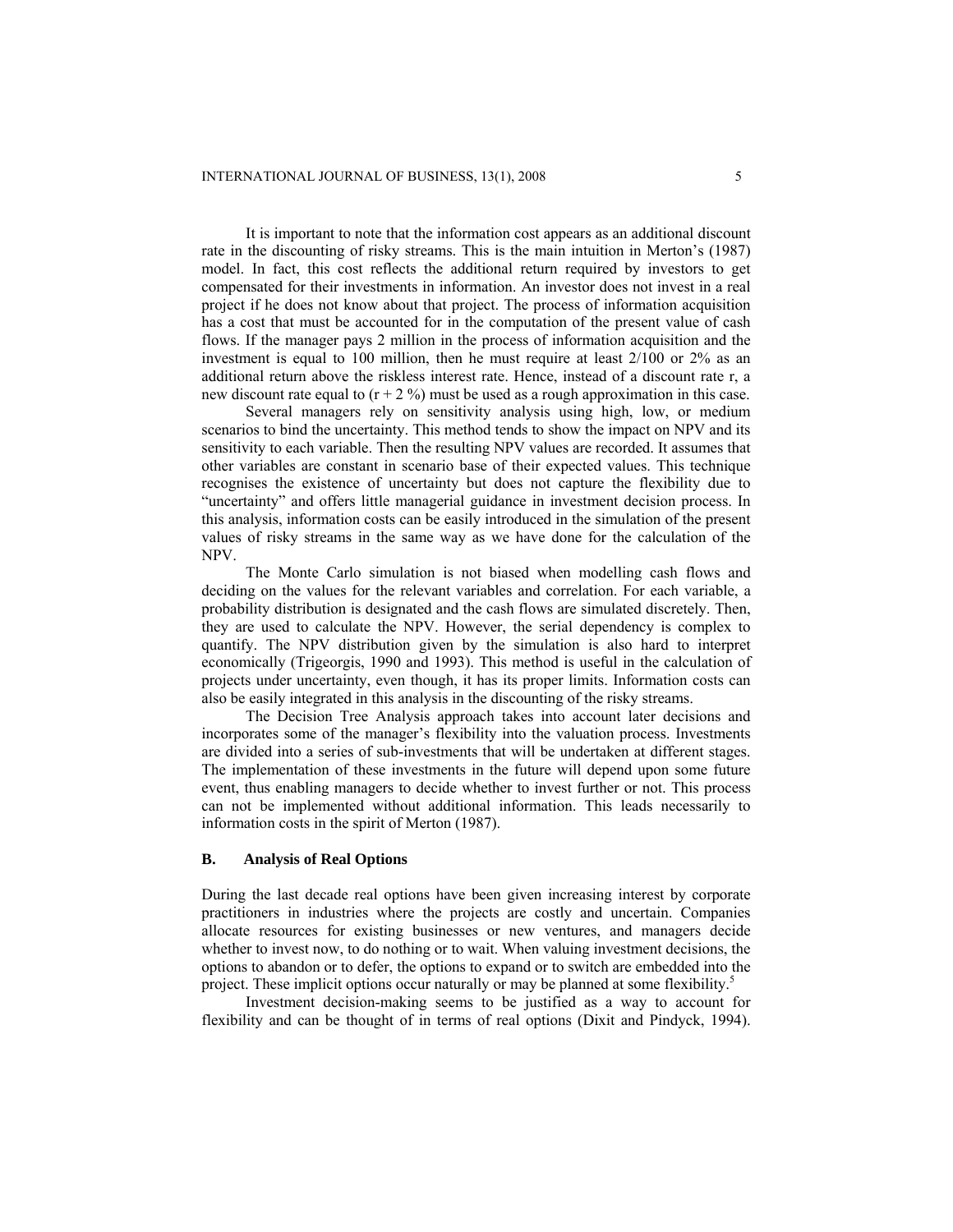It is important to note that the information cost appears as an additional discount rate in the discounting of risky streams. This is the main intuition in Merton's (1987) model. In fact, this cost reflects the additional return required by investors to get compensated for their investments in information. An investor does not invest in a real project if he does not know about that project. The process of information acquisition has a cost that must be accounted for in the computation of the present value of cash flows. If the manager pays 2 million in the process of information acquisition and the investment is equal to 100 million, then he must require at least 2/100 or 2% as an additional return above the riskless interest rate. Hence, instead of a discount rate r, a new discount rate equal to $(r + 2\ \%)$ must be used as a rough approximation in this case.

Several managers rely on sensitivity analysis using high, low, or medium scenarios to bind the uncertainty. This method tends to show the impact on NPV and its sensitivity to each variable. Then the resulting NPV values are recorded. It assumes that other variables are constant in scenario base of their expected values. This technique recognises the existence of uncertainty but does not capture the flexibility due to "uncertainty" and offers little managerial guidance in investment decision process. In this analysis, information costs can be easily introduced in the simulation of the present values of risky streams in the same way as we have done for the calculation of the NPV.

The Monte Carlo simulation is not biased when modelling cash flows and deciding on the values for the relevant variables and correlation. For each variable, a probability distribution is designated and the cash flows are simulated discretely. Then, they are used to calculate the NPV. However, the serial dependency is complex to quantify. The NPV distribution given by the simulation is also hard to interpret economically (Trigeorgis, 1990 and 1993). This method is useful in the calculation of projects under uncertainty, even though, it has its proper limits. Information costs can also be easily integrated in this analysis in the discounting of the risky streams.

The Decision Tree Analysis approach takes into account later decisions and incorporates some of the manager's flexibility into the valuation process. Investments are divided into a series of sub-investments that will be undertaken at different stages. The implementation of these investments in the future will depend upon some future event, thus enabling managers to decide whether to invest further or not. This process can not be implemented without additional information. This leads necessarily to information costs in the spirit of Merton (1987).

### B. Analysis of Real Options

During the last decade real options have been given increasing interest by corporate practitioners in industries where the projects are costly and uncertain. Companies allocate resources for existing businesses or new ventures, and managers decide whether to invest now, to do nothing or to wait. When valuing investment decisions, the options to abandon or to defer, the options to expand or to switch are embedded into the project. These implicit options occur naturally or may be planned at some flexibility.[5]

Investment decision-making seems to be justified as a way to account for flexibility and can be thought of in terms of real options (Dixit and Pindyck, 1994).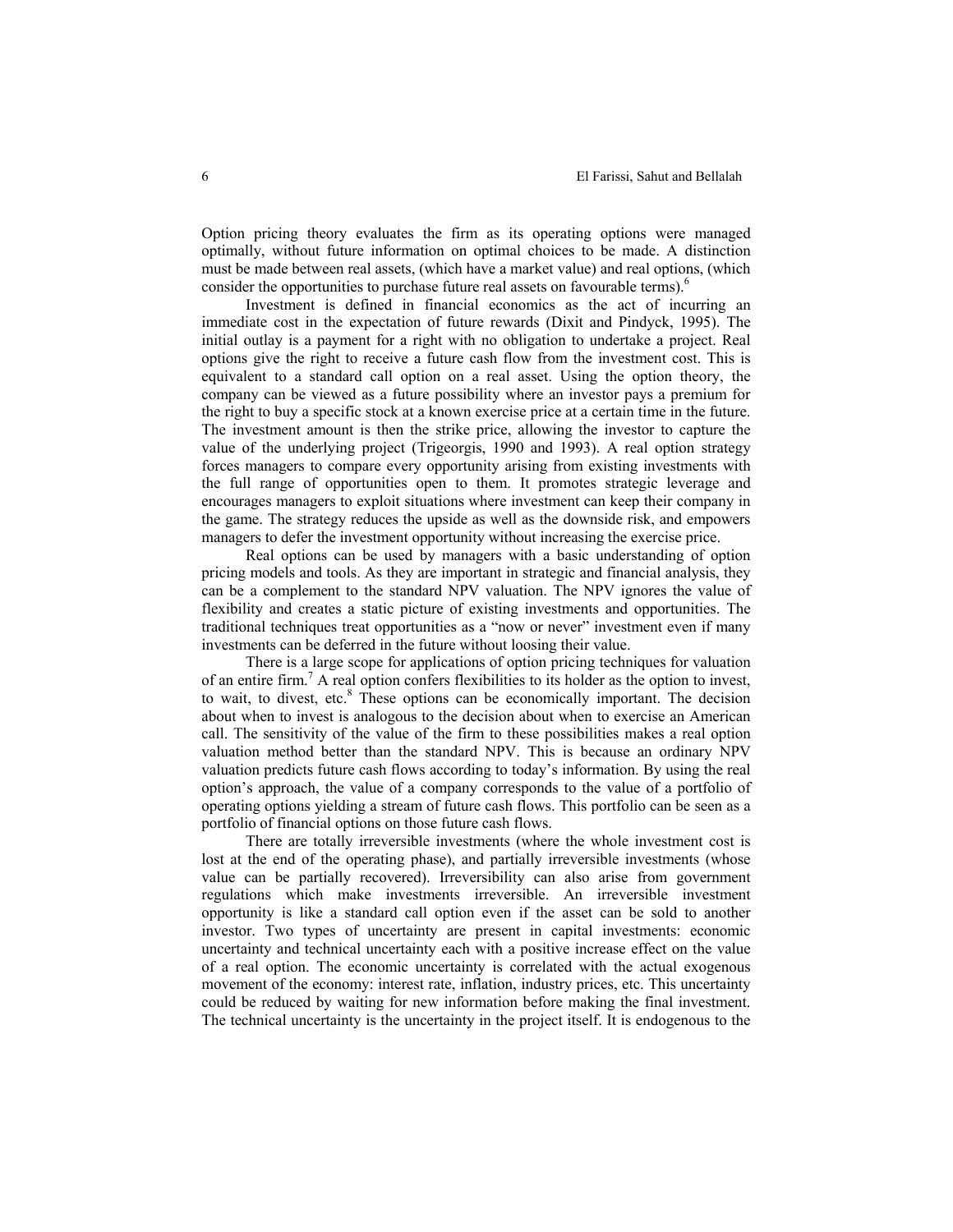Option pricing theory evaluates the firm as its operating options were managed optimally, without future information on optimal choices to be made. A distinction must be made between real assets, (which have a market value) and real options, (which consider the opportunities to purchase future real assets on favourable terms).[6]

Investment is defined in financial economics as the act of incurring an immediate cost in the expectation of future rewards (Dixit and Pindyck, 1995). The initial outlay is a payment for a right with no obligation to undertake a project. Real options give the right to receive a future cash flow from the investment cost. This is equivalent to a standard call option on a real asset. Using the option theory, the company can be viewed as a future possibility where an investor pays a premium for the right to buy a specific stock at a known exercise price at a certain time in the future. The investment amount is then the strike price, allowing the investor to capture the value of the underlying project (Trigeorgis, 1990 and 1993). A real option strategy forces managers to compare every opportunity arising from existing investments with the full range of opportunities open to them. It promotes strategic leverage and encourages managers to exploit situations where investment can keep their company in the game. The strategy reduces the upside as well as the downside risk, and empowers managers to defer the investment opportunity without increasing the exercise price.

Real options can be used by managers with a basic understanding of option pricing models and tools. As they are important in strategic and financial analysis, they can be a complement to the standard NPV valuation. The NPV ignores the value of flexibility and creates a static picture of existing investments and opportunities. The traditional techniques treat opportunities as a "now or never" investment even if many investments can be deferred in the future without loosing their value.

There is a large scope for applications of option pricing techniques for valuation of an entire firm.[7] A real option confers flexibilities to its holder as the option to invest, to wait, to divest, etc.[8] These options can be economically important. The decision about when to invest is analogous to the decision about when to exercise an American call. The sensitivity of the value of the firm to these possibilities makes a real option valuation method better than the standard NPV. This is because an ordinary NPV valuation predicts future cash flows according to today's information. By using the real option's approach, the value of a company corresponds to the value of a portfolio of operating options yielding a stream of future cash flows. This portfolio can be seen as a portfolio of financial options on those future cash flows.

There are totally irreversible investments (where the whole investment cost is lost at the end of the operating phase), and partially irreversible investments (whose value can be partially recovered). Irreversibility can also arise from government regulations which make investments irreversible. An irreversible investment opportunity is like a standard call option even if the asset can be sold to another investor. Two types of uncertainty are present in capital investments: economic uncertainty and technical uncertainty each with a positive increase effect on the value of a real option. The economic uncertainty is correlated with the actual exogenous movement of the economy: interest rate, inflation, industry prices, etc. This uncertainty could be reduced by waiting for new information before making the final investment. The technical uncertainty is the uncertainty in the project itself. It is endogenous to the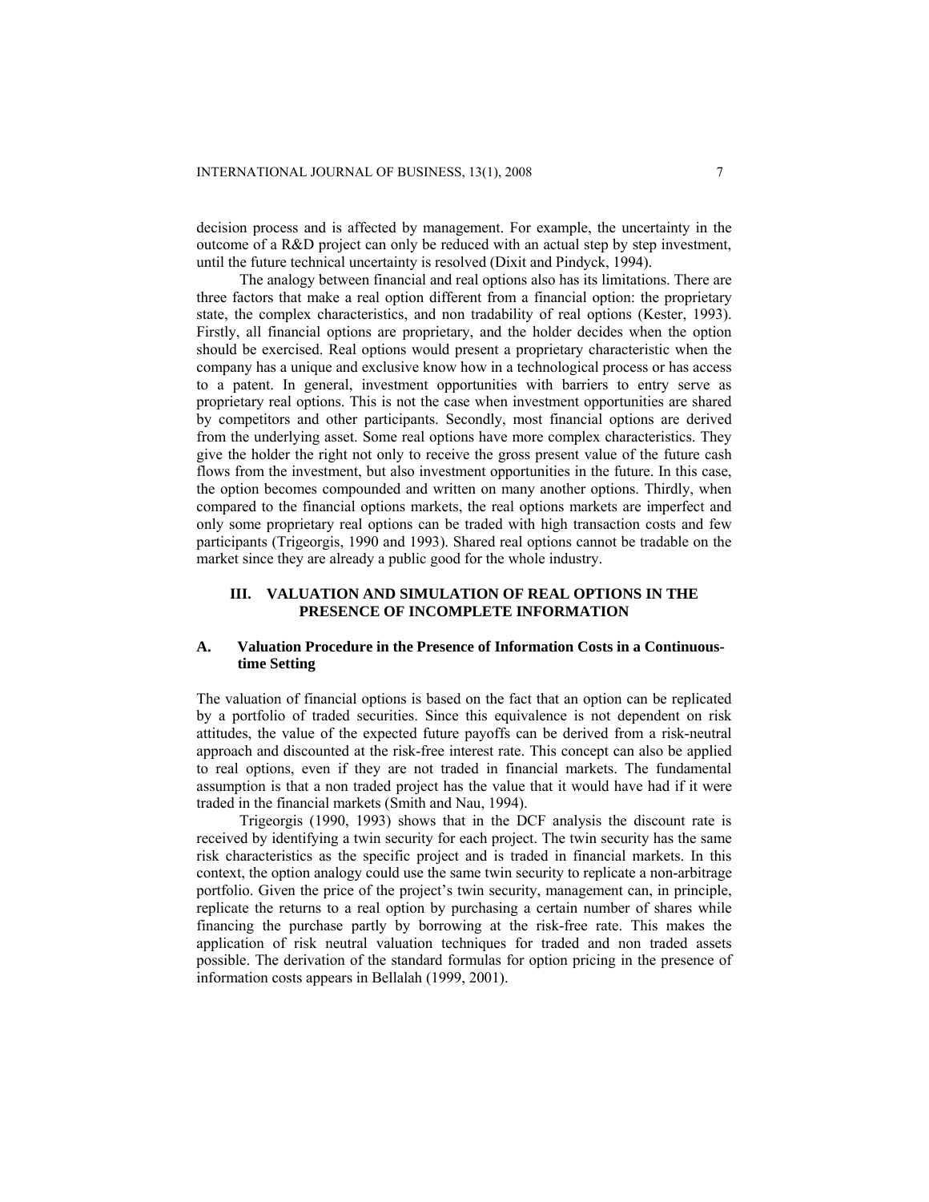decision process and is affected by management. For example, the uncertainty in the outcome of a R&D project can only be reduced with an actual step by step investment, until the future technical uncertainty is resolved (Dixit and Pindyck, 1994).

The analogy between financial and real options also has its limitations. There are three factors that make a real option different from a financial option: the proprietary state, the complex characteristics, and non tradability of real options (Kester, 1993). Firstly, all financial options are proprietary, and the holder decides when the option should be exercised. Real options would present a proprietary characteristic when the company has a unique and exclusive know how in a technological process or has access to a patent. In general, investment opportunities with barriers to entry serve as proprietary real options. This is not the case when investment opportunities are shared by competitors and other participants. Secondly, most financial options are derived from the underlying asset. Some real options have more complex characteristics. They give the holder the right not only to receive the gross present value of the future cash flows from the investment, but also investment opportunities in the future. In this case, the option becomes compounded and written on many another options. Thirdly, when compared to the financial options markets, the real options markets are imperfect and only some proprietary real options can be traded with high transaction costs and few participants (Trigeorgis, 1990 and 1993). Shared real options cannot be tradable on the market since they are already a public good for the whole industry.

## III. VALUATION AND SIMULATION OF REAL OPTIONS IN THE PRESENCE OF INCOMPLETE INFORMATION

### A. Valuation Procedure in the Presence of Information Costs in a Continuous-time Setting

The valuation of financial options is based on the fact that an option can be replicated by a portfolio of traded securities. Since this equivalence is not dependent on risk attitudes, the value of the expected future payoffs can be derived from a risk-neutral approach and discounted at the risk-free interest rate. This concept can also be applied to real options, even if they are not traded in financial markets. The fundamental assumption is that a non traded project has the value that it would have had if it were traded in the financial markets (Smith and Nau, 1994).

Trigeorgis (1990, 1993) shows that in the DCF analysis the discount rate is received by identifying a twin security for each project. The twin security has the same risk characteristics as the specific project and is traded in financial markets. In this context, the option analogy could use the same twin security to replicate a non-arbitrage portfolio. Given the price of the project's twin security, management can, in principle, replicate the returns to a real option by purchasing a certain number of shares while financing the purchase partly by borrowing at the risk-free rate. This makes the application of risk neutral valuation techniques for traded and non traded assets possible. The derivation of the standard formulas for option pricing in the presence of information costs appears in Bellalah (1999, 2001).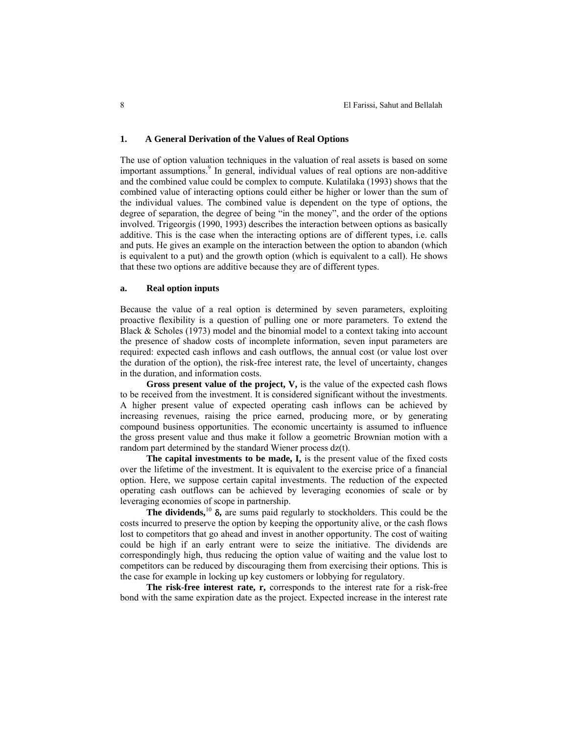## 1. A General Derivation of the Values of Real Options

The use of option valuation techniques in the valuation of real assets is based on some important assumptions.[9] In general, individual values of real options are non-additive and the combined value could be complex to compute. Kulatilaka (1993) shows that the combined value of interacting options could either be higher or lower than the sum of the individual values. The combined value is dependent on the type of options, the degree of separation, the degree of being "in the money", and the order of the options involved. Trigeorgis (1990, 1993) describes the interaction between options as basically additive. This is the case when the interacting options are of different types, i.e. calls and puts. He gives an example on the interaction between the option to abandon (which is equivalent to a put) and the growth option (which is equivalent to a call). He shows that these two options are additive because they are of different types.

### a. Real option inputs

Because the value of a real option is determined by seven parameters, exploiting proactive flexibility is a question of pulling one or more parameters. To extend the Black & Scholes (1973) model and the binomial model to a context taking into account the presence of shadow costs of incomplete information, seven input parameters are required: expected cash inflows and cash outflows, the annual cost (or value lost over the duration of the option), the risk-free interest rate, the level of uncertainty, changes in the duration, and information costs.

**Gross present value of the project, V,** is the value of the expected cash flows to be received from the investment. It is considered significant without the investments. A higher present value of expected operating cash inflows can be achieved by increasing revenues, raising the price earned, producing more, or by generating compound business opportunities. The economic uncertainty is assumed to influence the gross present value and thus make it follow a geometric Brownian motion with a random part determined by the standard Wiener process $dz(t)$.

**The capital investments to be made, I,** is the present value of the fixed costs over the lifetime of the investment. It is equivalent to the exercise price of a financial option. Here, we suppose certain capital investments. The reduction of the expected operating cash outflows can be achieved by leveraging economies of scale or by leveraging economies of scope in partnership.

**The dividends,**[10] **$\delta$,** are sums paid regularly to stockholders. This could be the costs incurred to preserve the option by keeping the opportunity alive, or the cash flows lost to competitors that go ahead and invest in another opportunity. The cost of waiting could be high if an early entrant were to seize the initiative. The dividends are correspondingly high, thus reducing the option value of waiting and the value lost to competitors can be reduced by discouraging them from exercising their options. This is the case for example in locking up key customers or lobbying for regulatory.

**The risk-free interest rate, r,** corresponds to the interest rate for a risk-free bond with the same expiration date as the project. Expected increase in the interest rate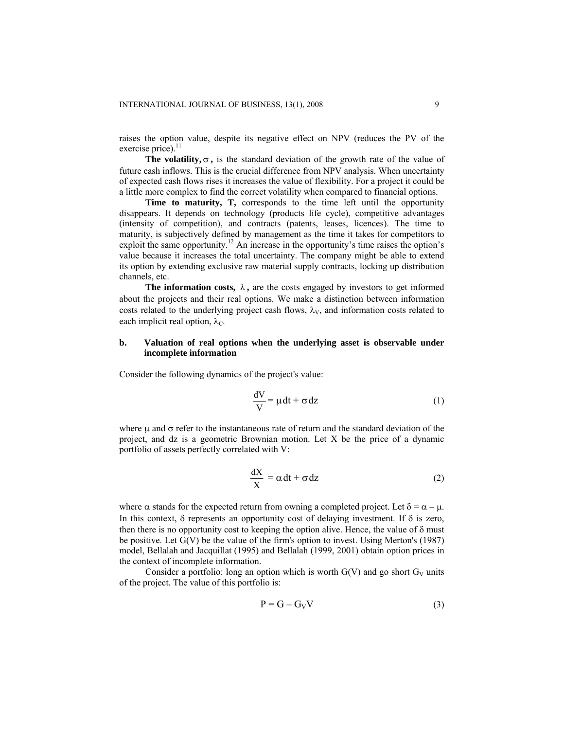raises the option value, despite its negative effect on NPV (reduces the PV of the exercise price).[11]

**The volatility, $\sigma$,** is the standard deviation of the growth rate of the value of future cash inflows. This is the crucial difference from NPV analysis. When uncertainty of expected cash flows rises it increases the value of flexibility. For a project it could be a little more complex to find the correct volatility when compared to financial options.

**Time to maturity, T,** corresponds to the time left until the opportunity disappears. It depends on technology (products life cycle), competitive advantages (intensity of competition), and contracts (patents, leases, licences). The time to maturity, is subjectively defined by management as the time it takes for competitors to exploit the same opportunity.[12] An increase in the opportunity's time raises the option's value because it increases the total uncertainty. The company might be able to extend its option by extending exclusive raw material supply contracts, locking up distribution channels, etc.

**The information costs, $\lambda$,** are the costs engaged by investors to get informed about the projects and their real options. We make a distinction between information costs related to the underlying project cash flows, $\lambda_V$, and information costs related to each implicit real option, $\lambda_C$.

### b. Valuation of real options when the underlying asset is observable under incomplete information

Consider the following dynamics of the project's value:

$$\frac{dV}{V} = \mu\, dt + \sigma\, dz \tag{1}$$

where $\mu$ and $\sigma$ refer to the instantaneous rate of return and the standard deviation of the project, and dz is a geometric Brownian motion. Let X be the price of a dynamic portfolio of assets perfectly correlated with V:

$$\frac{dX}{X} = \alpha\, dt + \sigma\, dz \tag{2}$$

where $\alpha$ stands for the expected return from owning a completed project. Let $\delta = \alpha - \mu$. In this context, $\delta$ represents an opportunity cost of delaying investment. If $\delta$ is zero, then there is no opportunity cost to keeping the option alive. Hence, the value of $\delta$ must be positive. Let G(V) be the value of the firm's option to invest. Using Merton's (1987) model, Bellalah and Jacquillat (1995) and Bellalah (1999, 2001) obtain option prices in the context of incomplete information.

Consider a portfolio: long an option which is worth G(V) and go short $G_V$ units of the project. The value of this portfolio is:

$$P = G - G_V V \tag{3}$$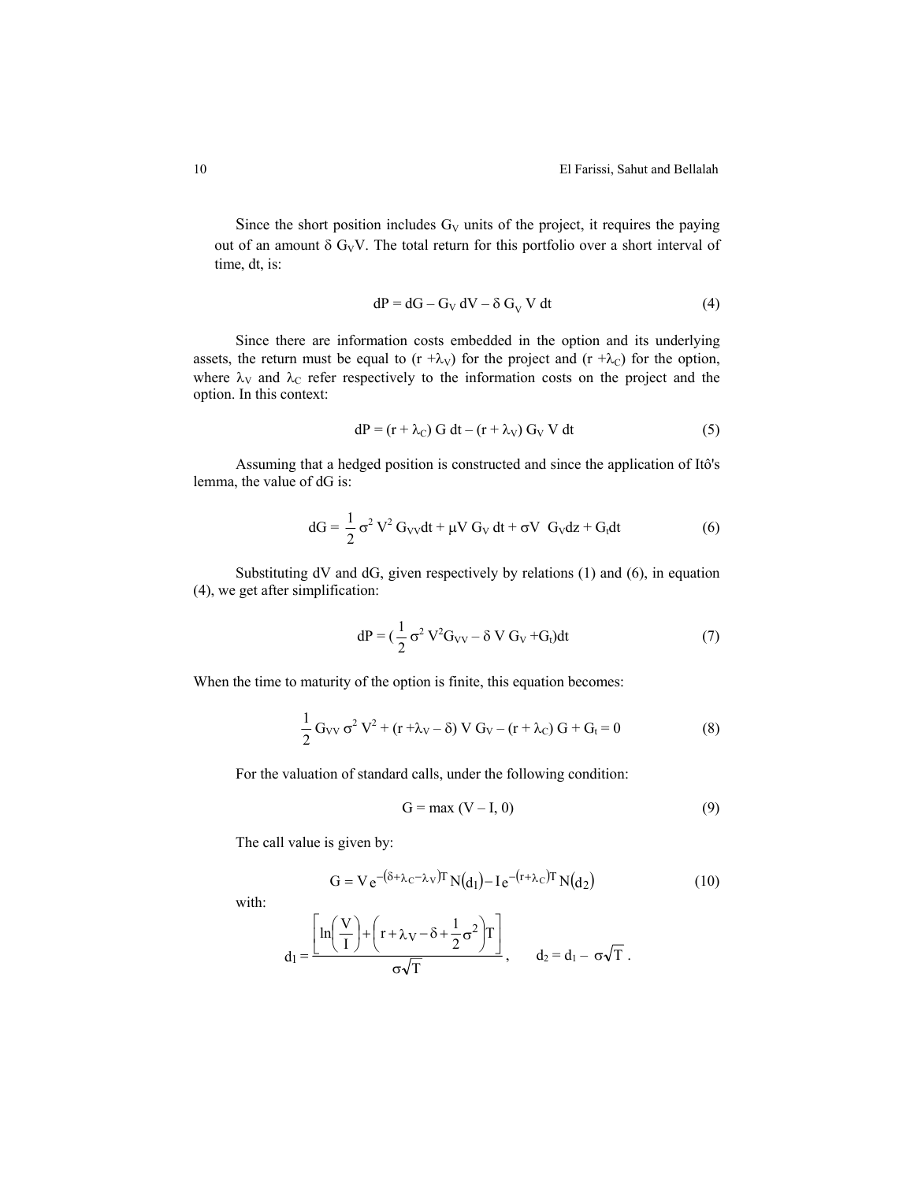Since the short position includes $G_V$ units of the project, it requires the paying out of an amount $\delta \, G_V V$. The total return for this portfolio over a short interval of time, dt, is:

$$dP = dG - G_V \, dV - \delta \, G_V \, V \, dt \tag{4}$$

Since there are information costs embedded in the option and its underlying assets, the return must be equal to $(r + \lambda_V)$ for the project and $(r + \lambda_C)$ for the option, where $\lambda_V$ and $\lambda_C$ refer respectively to the information costs on the project and the option. In this context:

$$dP = (r + \lambda_C) \, G \, dt - (r + \lambda_V) \, G_V \, V \, dt \tag{5}$$

Assuming that a hedged position is constructed and since the application of Itô's lemma, the value of dG is:

$$dG = \frac{1}{2} \sigma^2 V^2 G_{VV} dt + \mu V \, G_V \, dt + \sigma V \, G_V dz + G_t dt \tag{6}$$

Substituting dV and dG, given respectively by relations (1) and (6), in equation (4), we get after simplification:

$$dP = \left(\frac{1}{2} \sigma^2 V^2 G_{VV} - \delta \, V \, G_V + G_t\right) dt \tag{7}$$

When the time to maturity of the option is finite, this equation becomes:

$$\frac{1}{2} G_{VV} \, \sigma^2 \, V^2 + (r + \lambda_V - \delta) \, V \, G_V - (r + \lambda_C) \, G + G_t = 0 \tag{8}$$

For the valuation of standard calls, under the following condition:

$$G = \max (V - I, 0) \tag{9}$$

The call value is given by:

$$G = V e^{-(\delta + \lambda_C - \lambda_V)T} N(d_1) - I e^{-(r + \lambda_C)T} N(d_2) \tag{10}$$

with:

$$d_1 = \frac{\left[\ln\left(\frac{V}{I}\right) + \left(r + \lambda_V - \delta + \frac{1}{2}\sigma^2\right)T\right]}{\sigma\sqrt{T}}, \qquad d_2 = d_1 - \sigma\sqrt{T} .$$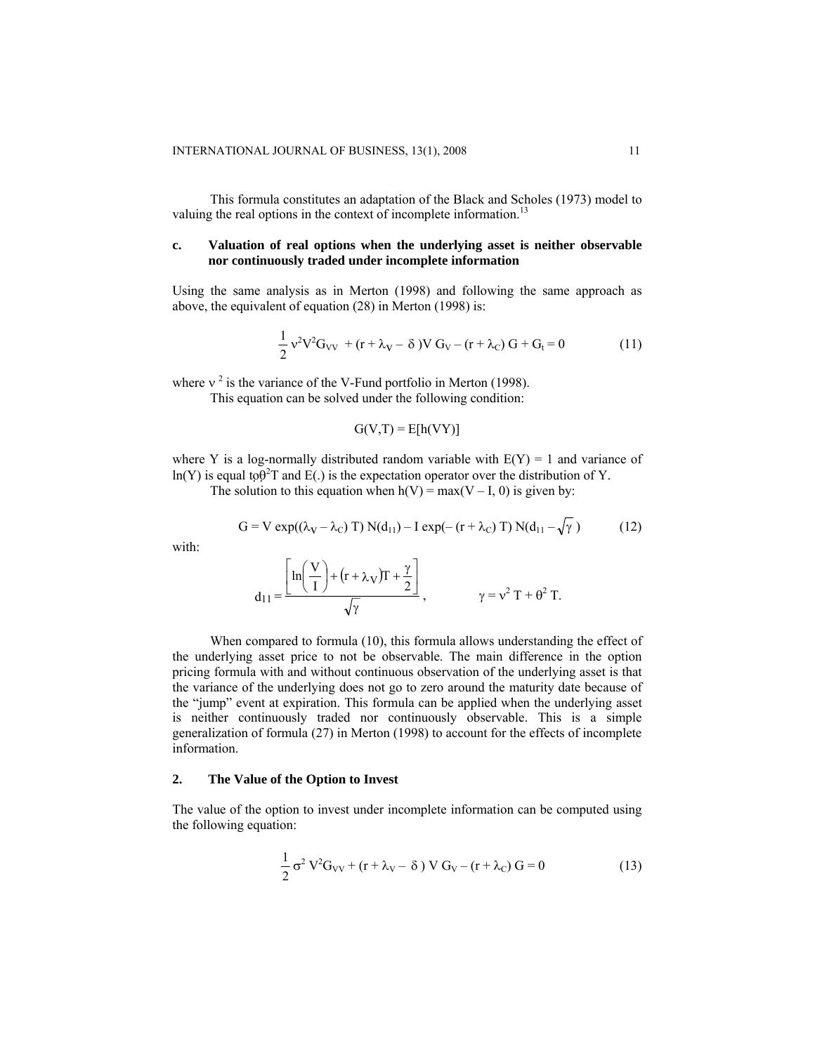This formula constitutes an adaptation of the Black and Scholes (1973) model to valuing the real options in the context of incomplete information.[13]

### c. Valuation of real options when the underlying asset is neither observable nor continuously traded under incomplete information

Using the same analysis as in Merton (1998) and following the same approach as above, the equivalent of equation (28) in Merton (1998) is:

$$\frac{1}{2}\nu^2 V^2 G_{VV} + (r + \lambda_V - \delta) V G_V - (r + \lambda_C) G + G_t = 0 \tag{11}$$

where $\nu^2$ is the variance of the V-Fund portfolio in Merton (1998).

This equation can be solved under the following condition:

$$G(V,T) = E[h(VY)]$$

where Y is a log-normally distributed random variable with $E(Y) = 1$ and variance of $\ln(Y)$ is equal tφ$\theta^2 T$ and E(.) is the expectation operator over the distribution of Y.

The solution to this equation when $h(V) = \max(V - I, 0)$ is given by:

$$G = V \exp((\lambda_V - \lambda_C) T)\, N(d_{11}) - I \exp(-(r + \lambda_C) T)\, N(d_{11} - \sqrt{\gamma}) \tag{12}$$

with:

$$d_{11} = \frac{\left[\ln\left(\frac{V}{I}\right) + (r + \lambda_V)T + \frac{\gamma}{2}\right]}{\sqrt{\gamma}}, \qquad \gamma = \nu^2 T + \theta^2 T.$$

When compared to formula (10), this formula allows understanding the effect of the underlying asset price to not be observable. The main difference in the option pricing formula with and without continuous observation of the underlying asset is that the variance of the underlying does not go to zero around the maturity date because of the "jump" event at expiration. This formula can be applied when the underlying asset is neither continuously traded nor continuously observable. This is a simple generalization of formula (27) in Merton (1998) to account for the effects of incomplete information.

## 2. The Value of the Option to Invest

The value of the option to invest under incomplete information can be computed using the following equation:

$$\frac{1}{2}\sigma^2 V^2 G_{VV} + (r + \lambda_V - \delta) V G_V - (r + \lambda_C) G = 0 \tag{13}$$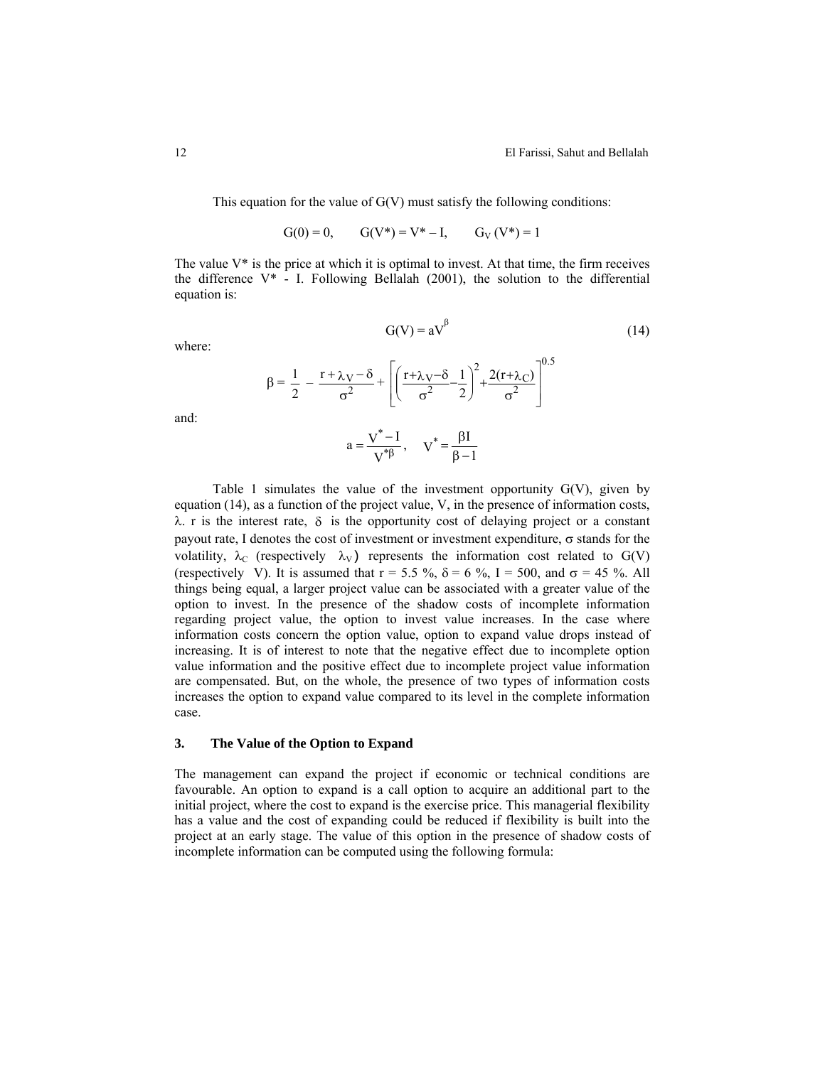This equation for the value of G(V) must satisfy the following conditions:

$$G(0) = 0, \qquad G(V^*) = V^* - I, \qquad G_V(V^*) = 1$$

The value V* is the price at which it is optimal to invest. At that time, the firm receives the difference V* - I. Following Bellalah (2001), the solution to the differential equation is:

$$G(V) = aV^{\beta} \tag{14}$$

where:

$$\beta = \frac{1}{2} - \frac{r + \lambda_V - \delta}{\sigma^2} + \left[ \left( \frac{r + \lambda_V - \delta}{\sigma^2} - \frac{1}{2} \right)^2 + \frac{2(r + \lambda_C)}{\sigma^2} \right]^{0.5}$$

and:

$$a = \frac{V^* - I}{V^{*\beta}}, \quad V^* = \frac{\beta I}{\beta - 1}$$

Table 1 simulates the value of the investment opportunity G(V), given by equation (14), as a function of the project value, V, in the presence of information costs, $\lambda$. r is the interest rate, $\delta$ is the opportunity cost of delaying project or a constant payout rate, I denotes the cost of investment or investment expenditure, $\sigma$ stands for the volatility, $\lambda_C$ (respectively $\lambda_V$) represents the information cost related to G(V) (respectively V). It is assumed that r = 5.5 %, $\delta$ = 6 %, I = 500, and $\sigma$ = 45 %. All things being equal, a larger project value can be associated with a greater value of the option to invest. In the presence of the shadow costs of incomplete information regarding project value, the option to invest value increases. In the case where information costs concern the option value, option to expand value drops instead of increasing. It is of interest to note that the negative effect due to incomplete option value information and the positive effect due to incomplete project value information are compensated. But, on the whole, the presence of two types of information costs increases the option to expand value compared to its level in the complete information case.

## 3. The Value of the Option to Expand

The management can expand the project if economic or technical conditions are favourable. An option to expand is a call option to acquire an additional part to the initial project, where the cost to expand is the exercise price. This managerial flexibility has a value and the cost of expanding could be reduced if flexibility is built into the project at an early stage. The value of this option in the presence of shadow costs of incomplete information can be computed using the following formula: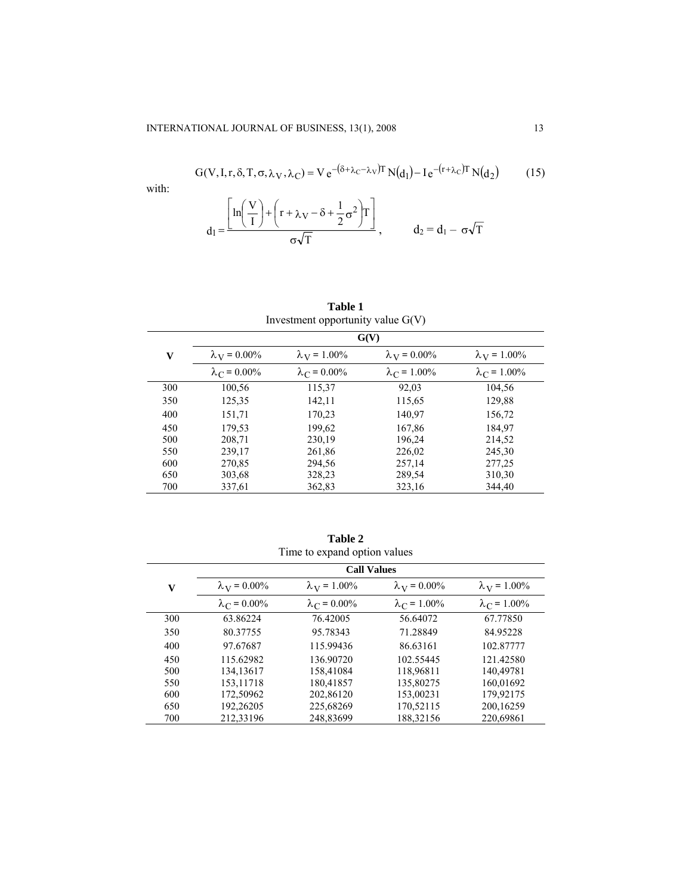$$G(V, I, r, \delta, T, \sigma, \lambda_V, \lambda_C) = V\,e^{-(\delta+\lambda_C-\lambda_V)T}\,N(d_1) - I\,e^{-(r+\lambda_C)T}\,N(d_2) \qquad (15)$$

with:

$$d_1 = \frac{\left[\ln\left(\frac{V}{I}\right) + \left(r + \lambda_V - \delta + \frac{1}{2}\sigma^2\right)T\right]}{\sigma\sqrt{T}}, \qquad d_2 = d_1 - \sigma\sqrt{T}$$

**Table 1**
Investment opportunity value G(V)

| V | G(V) | | | |
|---|---|---|---|---|
| | $\lambda_V = 0.00\%$ | $\lambda_V = 1.00\%$ | $\lambda_V = 0.00\%$ | $\lambda_V = 1.00\%$ |
| | $\lambda_C = 0.00\%$ | $\lambda_C = 0.00\%$ | $\lambda_C = 1.00\%$ | $\lambda_C = 1.00\%$ |
| 300 | 100,56 | 115,37 | 92,03 | 104,56 |
| 350 | 125,35 | 142,11 | 115,65 | 129,88 |
| 400 | 151,71 | 170,23 | 140,97 | 156,72 |
| 450 | 179,53 | 199,62 | 167,86 | 184,97 |
| 500 | 208,71 | 230,19 | 196,24 | 214,52 |
| 550 | 239,17 | 261,86 | 226,02 | 245,30 |
| 600 | 270,85 | 294,56 | 257,14 | 277,25 |
| 650 | 303,68 | 328,23 | 289,54 | 310,30 |
| 700 | 337,61 | 362,83 | 323,16 | 344,40 |

**Table 2**
Time to expand option values

| V | Call Values | | | |
|---|---|---|---|---|
| | $\lambda_V = 0.00\%$ | $\lambda_V = 1.00\%$ | $\lambda_V = 0.00\%$ | $\lambda_V = 1.00\%$ |
| | $\lambda_C = 0.00\%$ | $\lambda_C = 0.00\%$ | $\lambda_C = 1.00\%$ | $\lambda_C = 1.00\%$ |
| 300 | 63.86224 | 76.42005 | 56.64072 | 67.77850 |
| 350 | 80.37755 | 95.78343 | 71.28849 | 84.95228 |
| 400 | 97.67687 | 115.99436 | 86.63161 | 102.87777 |
| 450 | 115.62982 | 136.90720 | 102.55445 | 121.42580 |
| 500 | 134,13617 | 158,41084 | 118,96811 | 140,49781 |
| 550 | 153,11718 | 180,41857 | 135,80275 | 160,01692 |
| 600 | 172,50962 | 202,86120 | 153,00231 | 179,92175 |
| 650 | 192,26205 | 225,68269 | 170,52115 | 200,16259 |
| 700 | 212,33196 | 248,83699 | 188,32156 | 220,69861 |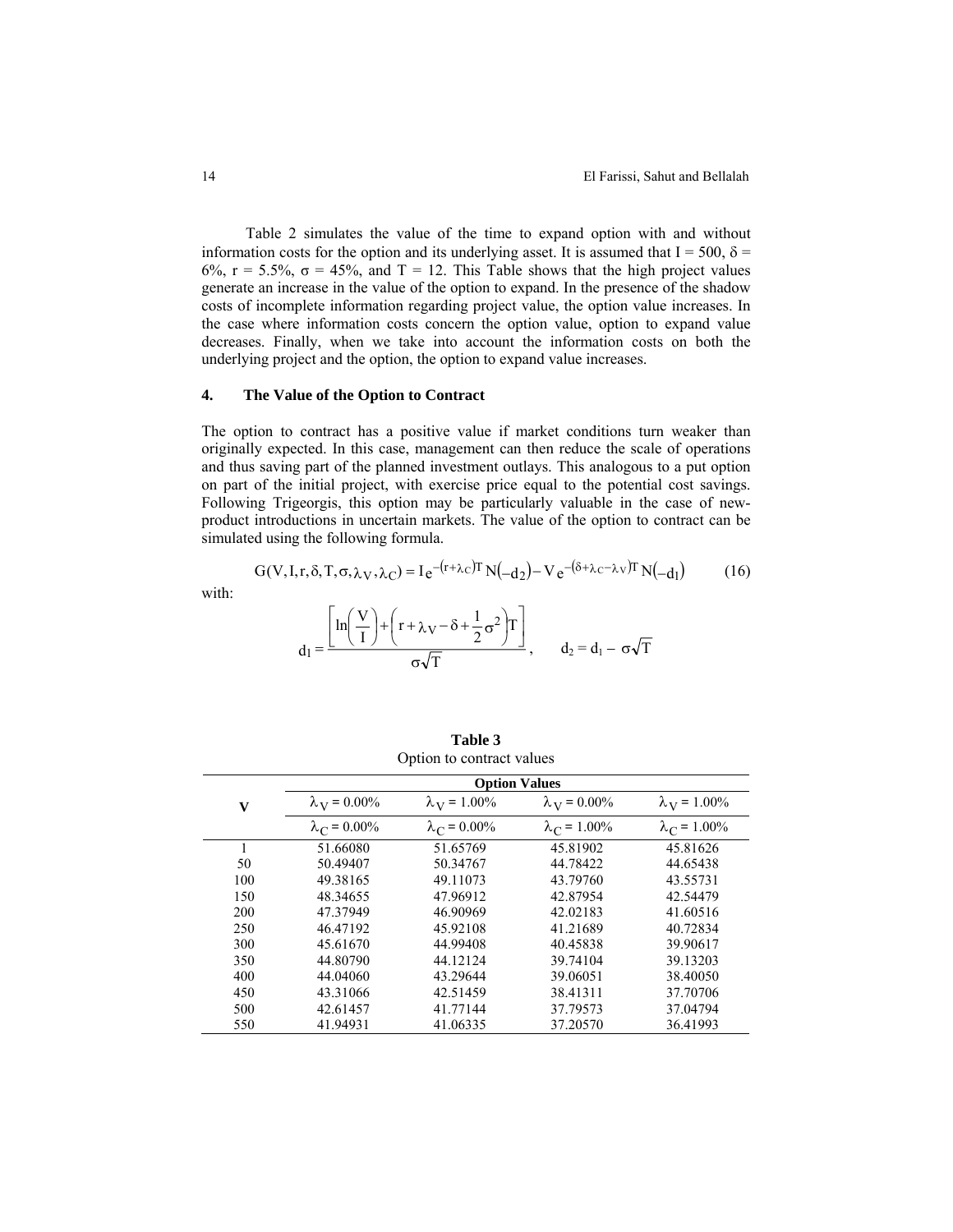Table 2 simulates the value of the time to expand option with and without information costs for the option and its underlying asset. It is assumed that I = 500, $\delta$ = 6%, r = 5.5%, $\sigma$ = 45%, and T = 12. This Table shows that the high project values generate an increase in the value of the option to expand. In the presence of the shadow costs of incomplete information regarding project value, the option value increases. In the case where information costs concern the option value, option to expand value decreases. Finally, when we take into account the information costs on both the underlying project and the option, the option to expand value increases.

## 4. The Value of the Option to Contract

The option to contract has a positive value if market conditions turn weaker than originally expected. In this case, management can then reduce the scale of operations and thus saving part of the planned investment outlays. This analogous to a put option on part of the initial project, with exercise price equal to the potential cost savings. Following Trigeorgis, this option may be particularly valuable in the case of new-product introductions in uncertain markets. The value of the option to contract can be simulated using the following formula.

$$G(V, I, r, \delta, T, \sigma, \lambda_V, \lambda_C) = I\,e^{-(r+\lambda_C)T} N(-d_2) - V\,e^{-(\delta+\lambda_C-\lambda_V)T} N(-d_1) \qquad (16)$$

with:

$$d_1 = \frac{\left[\ln\left(\frac{V}{I}\right) + \left(r + \lambda_V - \delta + \frac{1}{2}\sigma^2\right)T\right]}{\sigma\sqrt{T}}, \qquad d_2 = d_1 - \sigma\sqrt{T}$$

**Table 3**
Option to contract values

| V | Option Values | | | |
|---|---|---|---|---|
| | $\lambda_V$ = 0.00% | $\lambda_V$ = 1.00% | $\lambda_V$ = 0.00% | $\lambda_V$ = 1.00% |
| | $\lambda_C$ = 0.00% | $\lambda_C$ = 0.00% | $\lambda_C$ = 1.00% | $\lambda_C$ = 1.00% |
| 1 | 51.66080 | 51.65769 | 45.81902 | 45.81626 |
| 50 | 50.49407 | 50.34767 | 44.78422 | 44.65438 |
| 100 | 49.38165 | 49.11073 | 43.79760 | 43.55731 |
| 150 | 48.34655 | 47.96912 | 42.87954 | 42.54479 |
| 200 | 47.37949 | 46.90969 | 42.02183 | 41.60516 |
| 250 | 46.47192 | 45.92108 | 41.21689 | 40.72834 |
| 300 | 45.61670 | 44.99408 | 40.45838 | 39.90617 |
| 350 | 44.80790 | 44.12124 | 39.74104 | 39.13203 |
| 400 | 44.04060 | 43.29644 | 39.06051 | 38.40050 |
| 450 | 43.31066 | 42.51459 | 38.41311 | 37.70706 |
| 500 | 42.61457 | 41.77144 | 37.79573 | 37.04794 |
| 550 | 41.94931 | 41.06335 | 37.20570 | 36.41993 |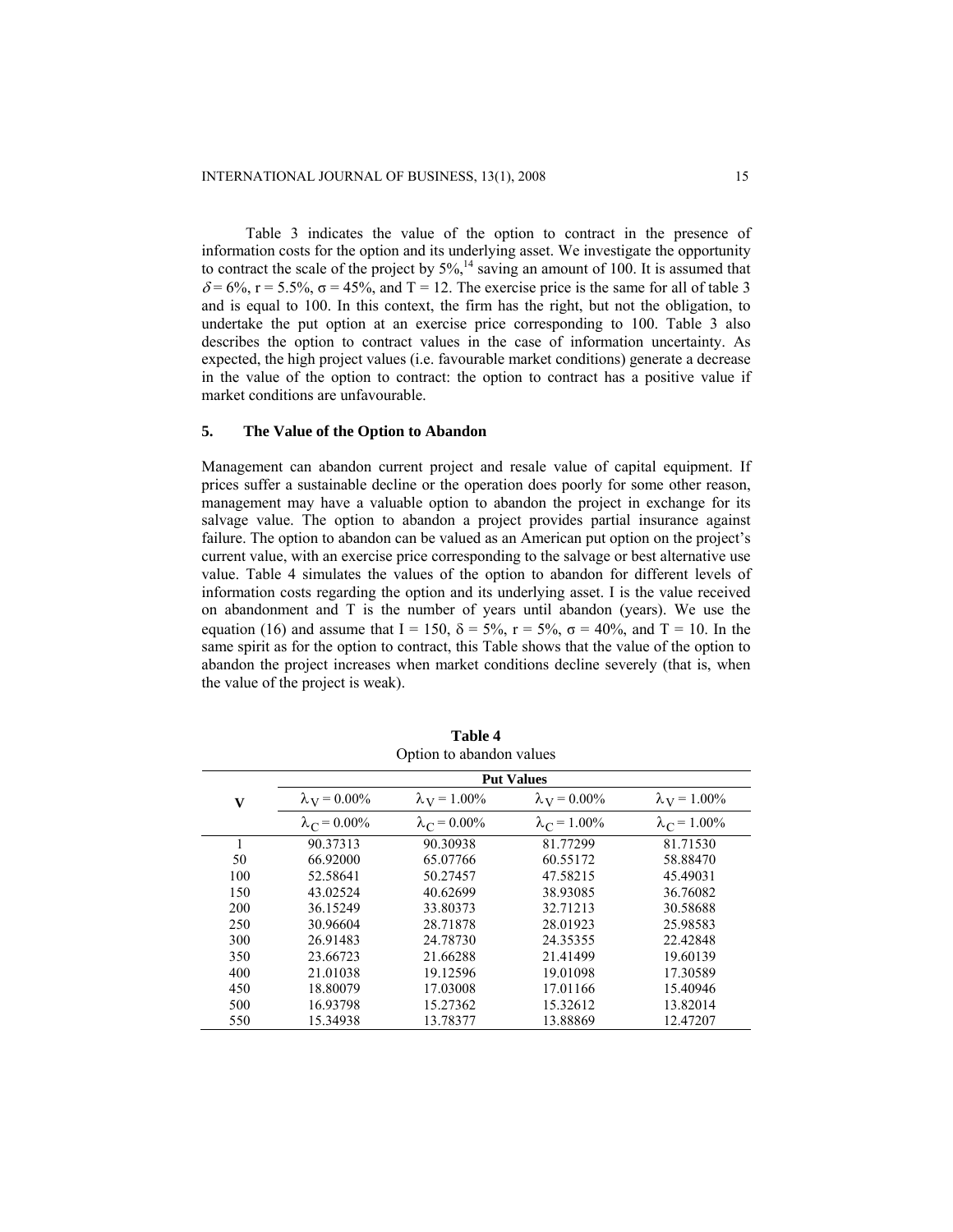Table 3 indicates the value of the option to contract in the presence of information costs for the option and its underlying asset. We investigate the opportunity to contract the scale of the project by 5%,[14] saving an amount of 100. It is assumed that $\delta = 6\%$, $r = 5.5\%$, $\sigma = 45\%$, and $T = 12$. The exercise price is the same for all of table 3 and is equal to 100. In this context, the firm has the right, but not the obligation, to undertake the put option at an exercise price corresponding to 100. Table 3 also describes the option to contract values in the case of information uncertainty. As expected, the high project values (i.e. favourable market conditions) generate a decrease in the value of the option to contract: the option to contract has a positive value if market conditions are unfavourable.

## 5. The Value of the Option to Abandon

Management can abandon current project and resale value of capital equipment. If prices suffer a sustainable decline or the operation does poorly for some other reason, management may have a valuable option to abandon the project in exchange for its salvage value. The option to abandon a project provides partial insurance against failure. The option to abandon can be valued as an American put option on the project's current value, with an exercise price corresponding to the salvage or best alternative use value. Table 4 simulates the values of the option to abandon for different levels of information costs regarding the option and its underlying asset. I is the value received on abandonment and T is the number of years until abandon (years). We use the equation (16) and assume that $I = 150$, $\delta = 5\%$, $r = 5\%$, $\sigma = 40\%$, and $T = 10$. In the same spirit as for the option to contract, this Table shows that the value of the option to abandon the project increases when market conditions decline severely (that is, when the value of the project is weak).

**Table 4**
Option to abandon values

| | Put Values | | | |
|---|---|---|---|---|
| **V** | $\lambda_V = 0.00\%$ | $\lambda_V = 1.00\%$ | $\lambda_V = 0.00\%$ | $\lambda_V = 1.00\%$ |
| | $\lambda_C = 0.00\%$ | $\lambda_C = 0.00\%$ | $\lambda_C = 1.00\%$ | $\lambda_C = 1.00\%$ |
| 1 | 90.37313 | 90.30938 | 81.77299 | 81.71530 |
| 50 | 66.92000 | 65.07766 | 60.55172 | 58.88470 |
| 100 | 52.58641 | 50.27457 | 47.58215 | 45.49031 |
| 150 | 43.02524 | 40.62699 | 38.93085 | 36.76082 |
| 200 | 36.15249 | 33.80373 | 32.71213 | 30.58688 |
| 250 | 30.96604 | 28.71878 | 28.01923 | 25.98583 |
| 300 | 26.91483 | 24.78730 | 24.35355 | 22.42848 |
| 350 | 23.66723 | 21.66288 | 21.41499 | 19.60139 |
| 400 | 21.01038 | 19.12596 | 19.01098 | 17.30589 |
| 450 | 18.80079 | 17.03008 | 17.01166 | 15.40946 |
| 500 | 16.93798 | 15.27362 | 15.32612 | 13.82014 |
| 550 | 15.34938 | 13.78377 | 13.88869 | 12.47207 |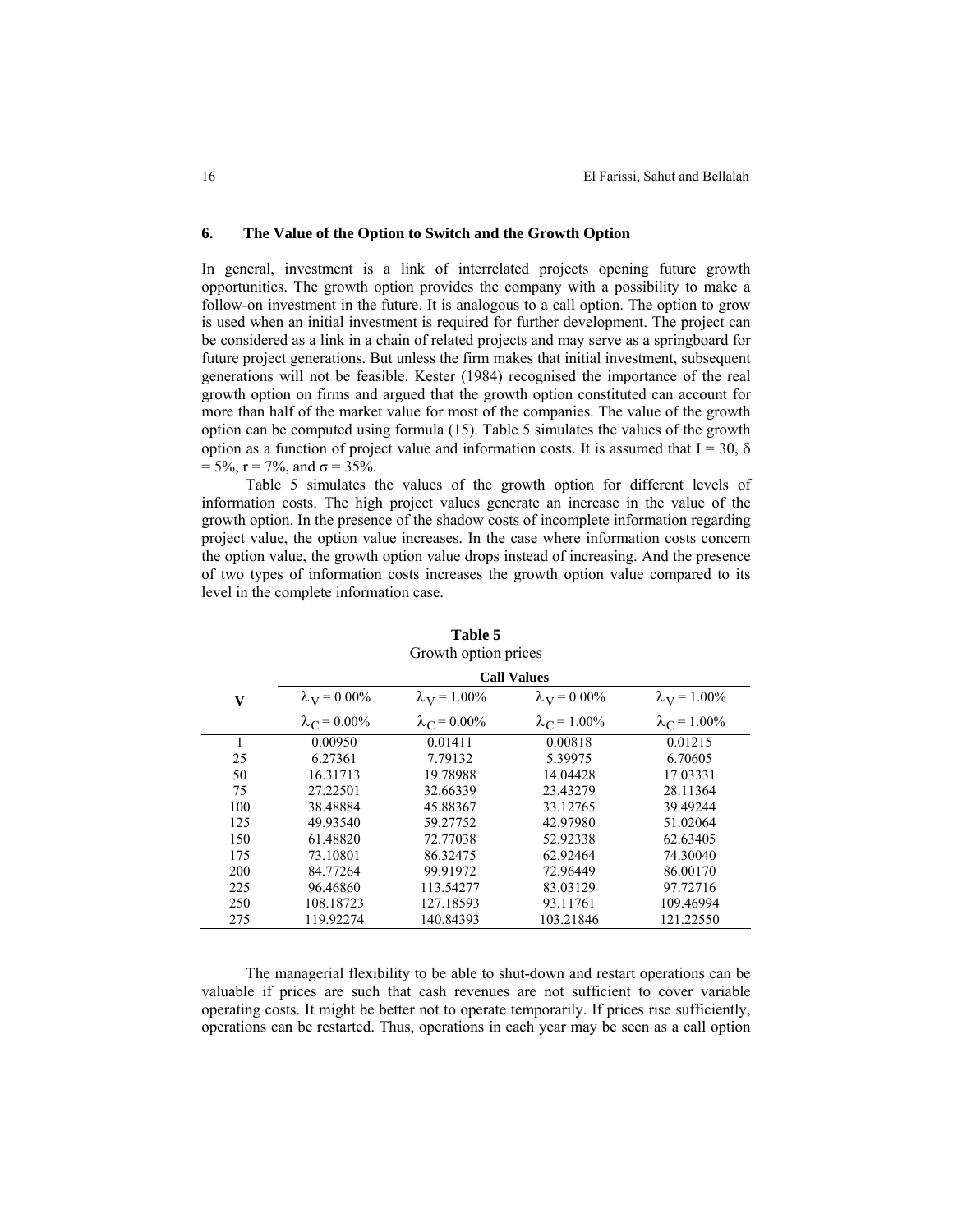## 6. The Value of the Option to Switch and the Growth Option

In general, investment is a link of interrelated projects opening future growth opportunities. The growth option provides the company with a possibility to make a follow-on investment in the future. It is analogous to a call option. The option to grow is used when an initial investment is required for further development. The project can be considered as a link in a chain of related projects and may serve as a springboard for future project generations. But unless the firm makes that initial investment, subsequent generations will not be feasible. Kester (1984) recognised the importance of the real growth option on firms and argued that the growth option constituted can account for more than half of the market value for most of the companies. The value of the growth option can be computed using formula (15). Table 5 simulates the values of the growth option as a function of project value and information costs. It is assumed that $I = 30$, $\delta = 5\%$, $r = 7\%$, and $\sigma = 35\%$.

Table 5 simulates the values of the growth option for different levels of information costs. The high project values generate an increase in the value of the growth option. In the presence of the shadow costs of incomplete information regarding project value, the option value increases. In the case where information costs concern the option value, the growth option value drops instead of increasing. And the presence of two types of information costs increases the growth option value compared to its level in the complete information case.

**Table 5**
Growth option prices

| V | Call Values | | | |
|---|---|---|---|---|
| | $\lambda_V = 0.00\%$ | $\lambda_V = 1.00\%$ | $\lambda_V = 0.00\%$ | $\lambda_V = 1.00\%$ |
| | $\lambda_C = 0.00\%$ | $\lambda_C = 0.00\%$ | $\lambda_C = 1.00\%$ | $\lambda_C = 1.00\%$ |
| 1 | 0.00950 | 0.01411 | 0.00818 | 0.01215 |
| 25 | 6.27361 | 7.79132 | 5.39975 | 6.70605 |
| 50 | 16.31713 | 19.78988 | 14.04428 | 17.03331 |
| 75 | 27.22501 | 32.66339 | 23.43279 | 28.11364 |
| 100 | 38.48884 | 45.88367 | 33.12765 | 39.49244 |
| 125 | 49.93540 | 59.27752 | 42.97980 | 51.02064 |
| 150 | 61.48820 | 72.77038 | 52.92338 | 62.63405 |
| 175 | 73.10801 | 86.32475 | 62.92464 | 74.30040 |
| 200 | 84.77264 | 99.91972 | 72.96449 | 86.00170 |
| 225 | 96.46860 | 113.54277 | 83.03129 | 97.72716 |
| 250 | 108.18723 | 127.18593 | 93.11761 | 109.46994 |
| 275 | 119.92274 | 140.84393 | 103.21846 | 121.22550 |

The managerial flexibility to be able to shut-down and restart operations can be valuable if prices are such that cash revenues are not sufficient to cover variable operating costs. It might be better not to operate temporarily. If prices rise sufficiently, operations can be restarted. Thus, operations in each year may be seen as a call option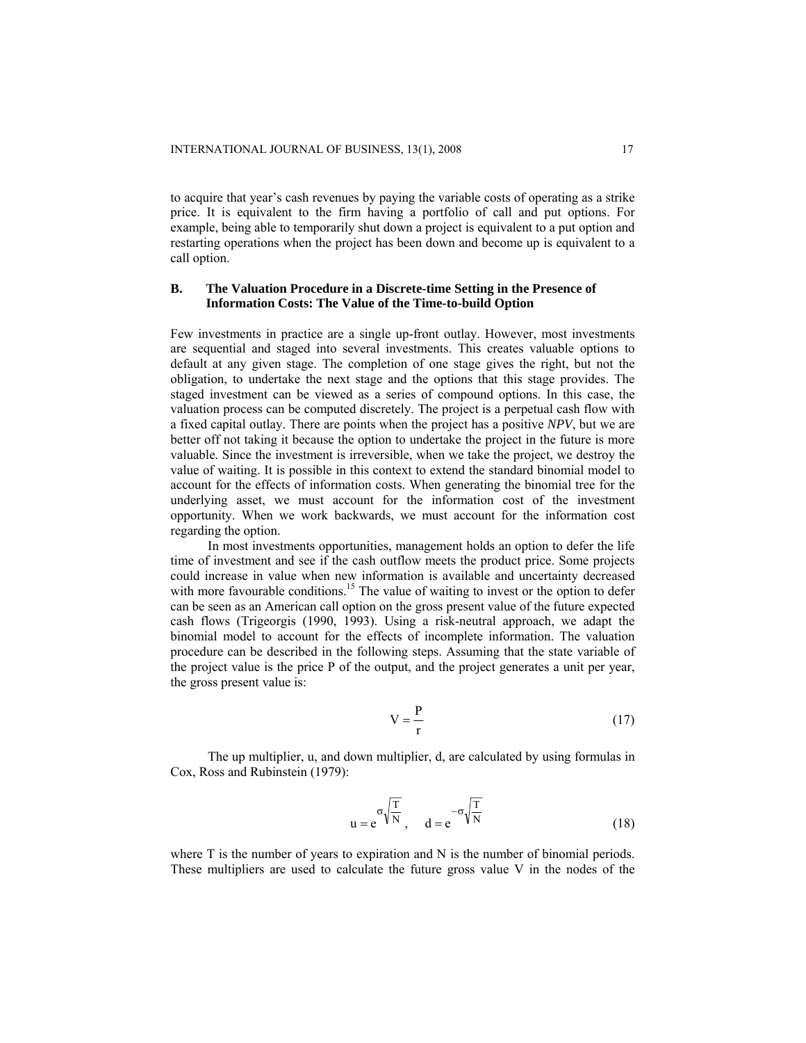to acquire that year's cash revenues by paying the variable costs of operating as a strike price. It is equivalent to the firm having a portfolio of call and put options. For example, being able to temporarily shut down a project is equivalent to a put option and restarting operations when the project has been down and become up is equivalent to a call option.

### B. The Valuation Procedure in a Discrete-time Setting in the Presence of Information Costs: The Value of the Time-to-build Option

Few investments in practice are a single up-front outlay. However, most investments are sequential and staged into several investments. This creates valuable options to default at any given stage. The completion of one stage gives the right, but not the obligation, to undertake the next stage and the options that this stage provides. The staged investment can be viewed as a series of compound options. In this case, the valuation process can be computed discretely. The project is a perpetual cash flow with a fixed capital outlay. There are points when the project has a positive *NPV*, but we are better off not taking it because the option to undertake the project in the future is more valuable. Since the investment is irreversible, when we take the project, we destroy the value of waiting. It is possible in this context to extend the standard binomial model to account for the effects of information costs. When generating the binomial tree for the underlying asset, we must account for the information cost of the investment opportunity. When we work backwards, we must account for the information cost regarding the option.

In most investments opportunities, management holds an option to defer the life time of investment and see if the cash outflow meets the product price. Some projects could increase in value when new information is available and uncertainty decreased with more favourable conditions.[15] The value of waiting to invest or the option to defer can be seen as an American call option on the gross present value of the future expected cash flows (Trigeorgis (1990, 1993). Using a risk-neutral approach, we adapt the binomial model to account for the effects of incomplete information. The valuation procedure can be described in the following steps. Assuming that the state variable of the project value is the price P of the output, and the project generates a unit per year, the gross present value is:

$$V = \frac{P}{r} \tag{17}$$

The up multiplier, u, and down multiplier, d, are calculated by using formulas in Cox, Ross and Rubinstein (1979):

$$u = e^{\sigma\sqrt{\frac{T}{N}}}, \quad d = e^{-\sigma\sqrt{\frac{T}{N}}} \tag{18}$$

where T is the number of years to expiration and N is the number of binomial periods. These multipliers are used to calculate the future gross value V in the nodes of the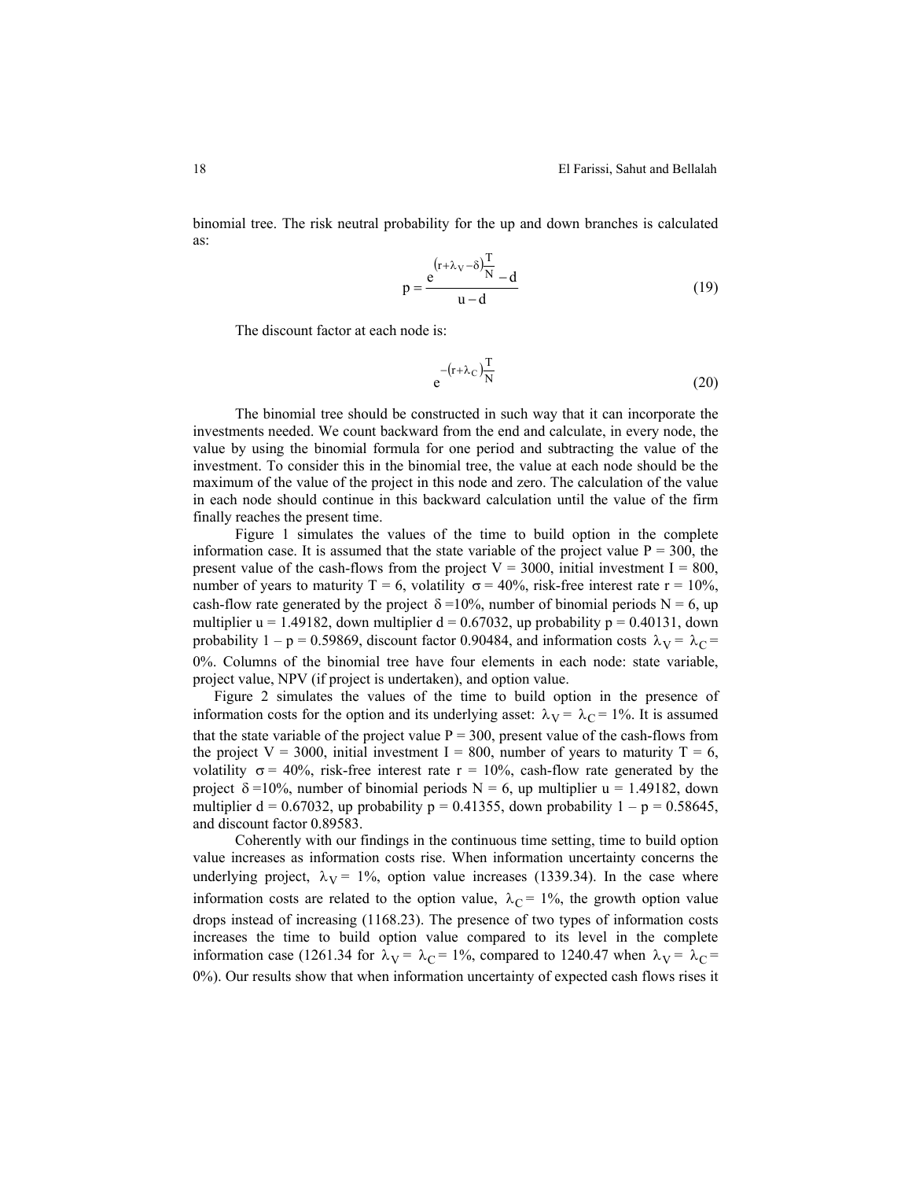binomial tree. The risk neutral probability for the up and down branches is calculated as:

$$p = \frac{e^{(r+\lambda_V-\delta)\frac{T}{N}} - d}{u-d} \tag{19}$$

The discount factor at each node is:

$$e^{-(r+\lambda_C)\frac{T}{N}} \tag{20}$$

The binomial tree should be constructed in such way that it can incorporate the investments needed. We count backward from the end and calculate, in every node, the value by using the binomial formula for one period and subtracting the value of the investment. To consider this in the binomial tree, the value at each node should be the maximum of the value of the project in this node and zero. The calculation of the value in each node should continue in this backward calculation until the value of the firm finally reaches the present time.

Figure 1 simulates the values of the time to build option in the complete information case. It is assumed that the state variable of the project value P = 300, the present value of the cash-flows from the project V = 3000, initial investment I = 800, number of years to maturity T = 6, volatility $\sigma$ = 40%, risk-free interest rate r = 10%, cash-flow rate generated by the project $\delta$ =10%, number of binomial periods N = 6, up multiplier u = 1.49182, down multiplier d = 0.67032, up probability p = 0.40131, down probability 1 – p = 0.59869, discount factor 0.90484, and information costs $\lambda_V = \lambda_C$ = 0%. Columns of the binomial tree have four elements in each node: state variable, project value, NPV (if project is undertaken), and option value.

Figure 2 simulates the values of the time to build option in the presence of information costs for the option and its underlying asset: $\lambda_V = \lambda_C$ = 1%. It is assumed that the state variable of the project value P = 300, present value of the cash-flows from the project V = 3000, initial investment I = 800, number of years to maturity T = 6, volatility $\sigma$ = 40%, risk-free interest rate r = 10%, cash-flow rate generated by the project $\delta$ =10%, number of binomial periods N = 6, up multiplier u = 1.49182, down multiplier d = 0.67032, up probability p = 0.41355, down probability 1 – p = 0.58645, and discount factor 0.89583.

Coherently with our findings in the continuous time setting, time to build option value increases as information costs rise. When information uncertainty concerns the underlying project, $\lambda_V$ = 1%, option value increases (1339.34). In the case where information costs are related to the option value, $\lambda_C$ = 1%, the growth option value drops instead of increasing (1168.23). The presence of two types of information costs increases the time to build option value compared to its level in the complete information case (1261.34 for $\lambda_V = \lambda_C$ = 1%, compared to 1240.47 when $\lambda_V = \lambda_C$ = 0%). Our results show that when information uncertainty of expected cash flows rises it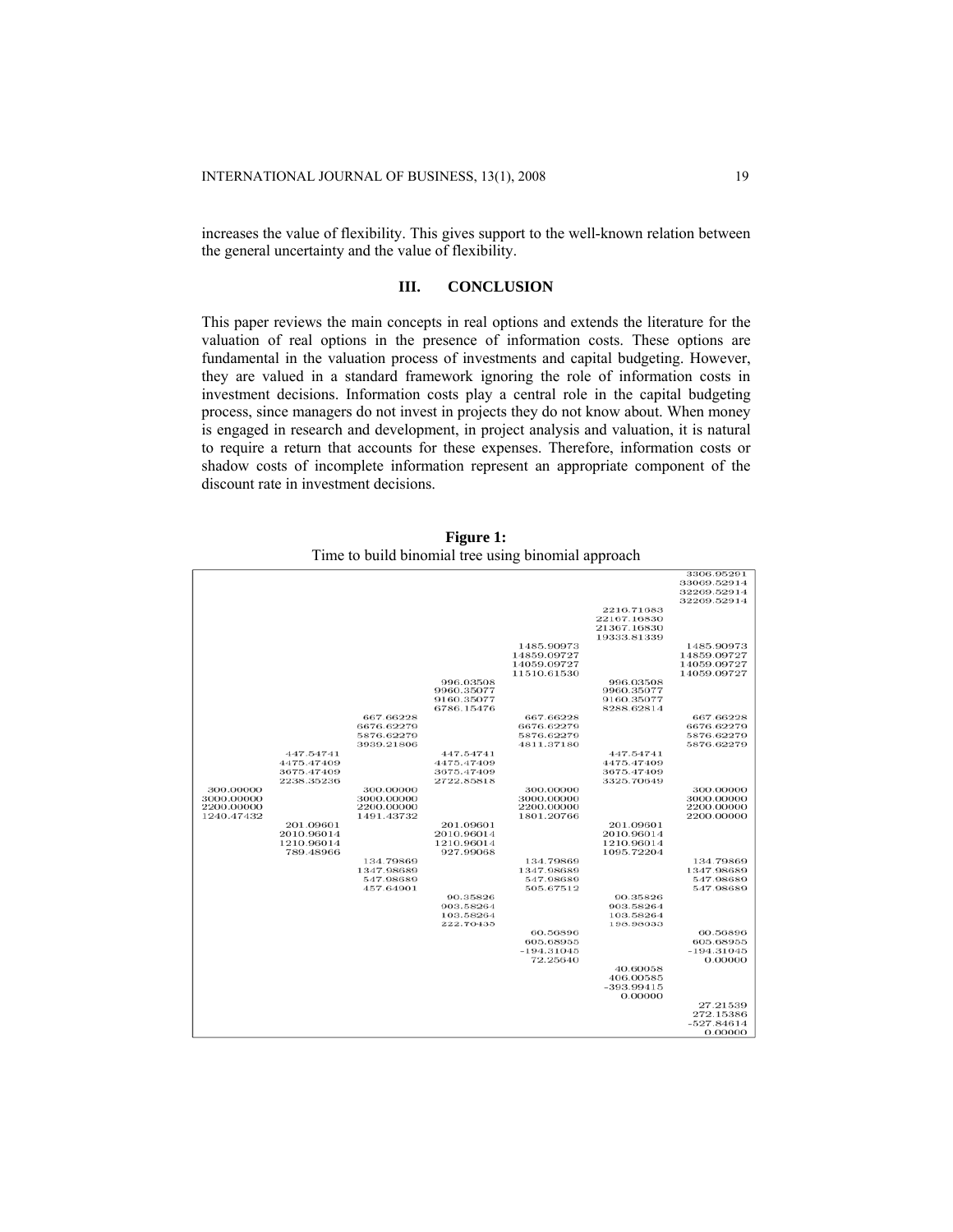increases the value of flexibility. This gives support to the well-known relation between the general uncertainty and the value of flexibility.

## III. CONCLUSION

This paper reviews the main concepts in real options and extends the literature for the valuation of real options in the presence of information costs. These options are fundamental in the valuation process of investments and capital budgeting. However, they are valued in a standard framework ignoring the role of information costs in investment decisions. Information costs play a central role in the capital budgeting process, since managers do not invest in projects they do not know about. When money is engaged in research and development, in project analysis and valuation, it is natural to require a return that accounts for these expenses. Therefore, information costs or shadow costs of incomplete information represent an appropriate component of the discount rate in investment decisions.

**Figure 1:**
Time to build binomial tree using binomial approach

| | | | | | | |
|---|---|---|---|---|---|---|
| | | | | | | 3306.95291<br>33069.52914<br>32269.52914<br>32269.52914 |
| | | | | | 2216.71683<br>22167.16830<br>21367.16830<br>19333.81339 | |
| | | | | 1485.90973<br>14859.09727<br>14059.09727<br>11510.61530 | | 1485.90973<br>14859.09727<br>14059.09727<br>14059.09727 |
| | | | 996.03508<br>9960.35077<br>9160.35077<br>6786.15476 | | 996.03508<br>9960.35077<br>9160.35077<br>8288.62814 | |
| | | 667.66228<br>6676.62279<br>5876.62279<br>3939.21806 | | 667.66228<br>6676.62279<br>5876.62279<br>4811.37180 | | 667.66228<br>6676.62279<br>5876.62279<br>5876.62279 |
| | 447.54741<br>4475.47409<br>3675.47409<br>2238.35236 | | 447.54741<br>4475.47409<br>3675.47409<br>2722.85818 | | 447.54741<br>4475.47409<br>3675.47409<br>3325.70649 | |
| 300.00000<br>3000.00000<br>2200.00000<br>1240.47432 | | 300.00000<br>3000.00000<br>2200.00000<br>1491.43732 | | 300.00000<br>3000.00000<br>2200.00000<br>1801.20766 | | 300.00000<br>3000.00000<br>2200.00000<br>2200.00000 |
| | 201.09601<br>2010.96014<br>1210.96014<br>789.48966 | | 201.09601<br>2010.96014<br>1210.96014<br>927.99068 | | 201.09601<br>2010.96014<br>1210.96014<br>1095.72204 | |
| | | 134.79869<br>1347.98689<br>547.98689<br>457.64901 | | 134.79869<br>1347.98689<br>547.98689<br>505.67512 | | 134.79869<br>1347.98689<br>547.98689<br>547.98689 |
| | | | 90.35826<br>903.58264<br>103.58264<br>222.70435 | | 90.35826<br>903.58264<br>103.58264<br>198.98033 | |
| | | | | 60.56896<br>605.68955<br>-194.31045<br>72.25640 | | 60.56896<br>605.68955<br>-194.31045<br>0.00000 |
| | | | | | 40.60058<br>406.00585<br>-393.99415<br>0.00000 | |
| | | | | | | 27.21539<br>272.15386<br>-527.84614<br>0.00000 |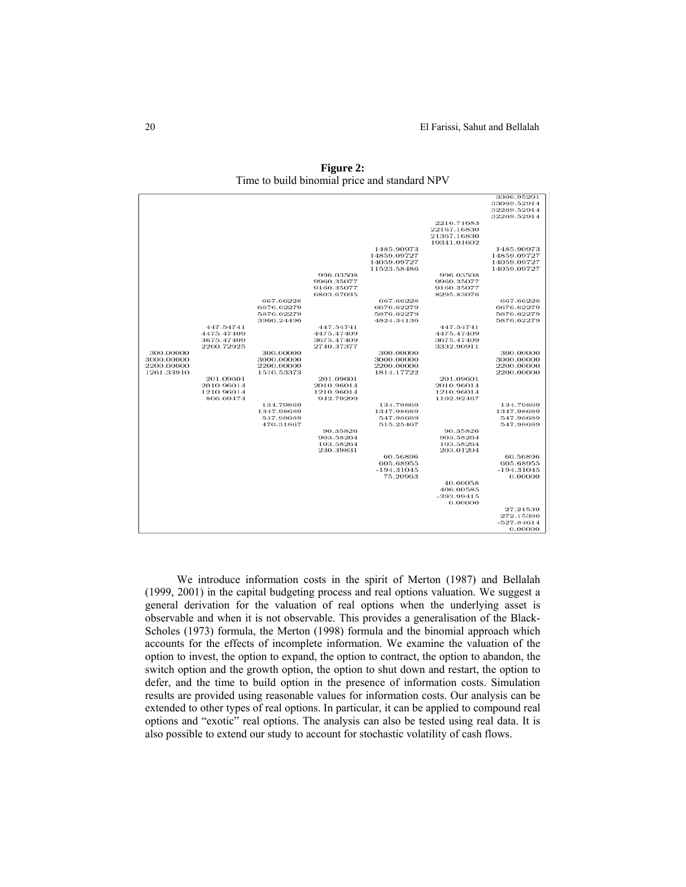**Figure 2:**
Time to build binomial price and standard NPV

| | | | | | | |
|---|---|---|---|---|---|---|
| | | | | | | 3306.95291<br>33069.52914<br>32269.52914<br>32269.52914 |
| | | | | | 2216.71683<br>22167.16830<br>21367.16830<br>19341.01602 | |
| | | | | 1485.90973<br>14859.09727<br>14059.09727<br>11523.58486 | | 1485.90973<br>14859.09727<br>14059.09727<br>14059.09727 |
| | | | 996.03508<br>9960.35077<br>9160.35077<br>6803.67035 | | 996.03508<br>9960.35077<br>9160.35077<br>8295.83076 | |
| | | 667.66228<br>6676.62279<br>5876.62279<br>3960.24496 | | 667.66228<br>6676.62279<br>5876.62279<br>4824.34136 | | 667.66228<br>6676.62279<br>5876.62279<br>5876.62279 |
| | 447.54741<br>4475.47409<br>3675.47409<br>2260.72925 | | 447.54741<br>4475.47409<br>3675.47409<br>2740.37377 | | 447.54741<br>4475.47409<br>3675.47409<br>3332.90911 | |
| 300.00000<br>3000.00000<br>2200.00000<br>1261.33910 | | 300.00000<br>3000.00000<br>2200.00000<br>1510.53373 | | 300.00000<br>3000.00000<br>2200.00000<br>1814.17722 | | 300.00000<br>3000.00000<br>2200.00000<br>2200.00000 |
| | 201.09601<br>2010.96014<br>1210.96014<br>806.69474 | | 201.09601<br>2010.96014<br>1210.96014<br>942.79299 | | 201.09601<br>2010.96014<br>1210.96014<br>1102.92467 | |
| | | 134.79869<br>1347.98689<br>547.98689<br>470.31867 | | 134.79869<br>1347.98689<br>547.98689<br>515.25467 | | 134.79869<br>1347.98689<br>547.98689<br>547.98689 |
| | | | 90.35826<br>903.58264<br>103.58264<br>230.39831 | | 90.35826<br>903.58264<br>103.58264<br>203.01204 | |
| | | | | 60.56896<br>605.68955<br>-194.31045<br>75.20963 | | 60.56896<br>605.68955<br>-194.31045<br>0.00000 |
| | | | | | 40.60058<br>406.00585<br>-393.99415<br>0.00000 | |
| | | | | | | 27.21539<br>272.15386<br>-527.84614<br>0.00000 |

We introduce information costs in the spirit of Merton (1987) and Bellalah (1999, 2001) in the capital budgeting process and real options valuation. We suggest a general derivation for the valuation of real options when the underlying asset is observable and when it is not observable. This provides a generalisation of the Black-Scholes (1973) formula, the Merton (1998) formula and the binomial approach which accounts for the effects of incomplete information. We examine the valuation of the option to invest, the option to expand, the option to contract, the option to abandon, the switch option and the growth option, the option to shut down and restart, the option to defer, and the time to build option in the presence of information costs. Simulation results are provided using reasonable values for information costs. Our analysis can be extended to other types of real options. In particular, it can be applied to compound real options and "exotic" real options. The analysis can also be tested using real data. It is also possible to extend our study to account for stochastic volatility of cash flows.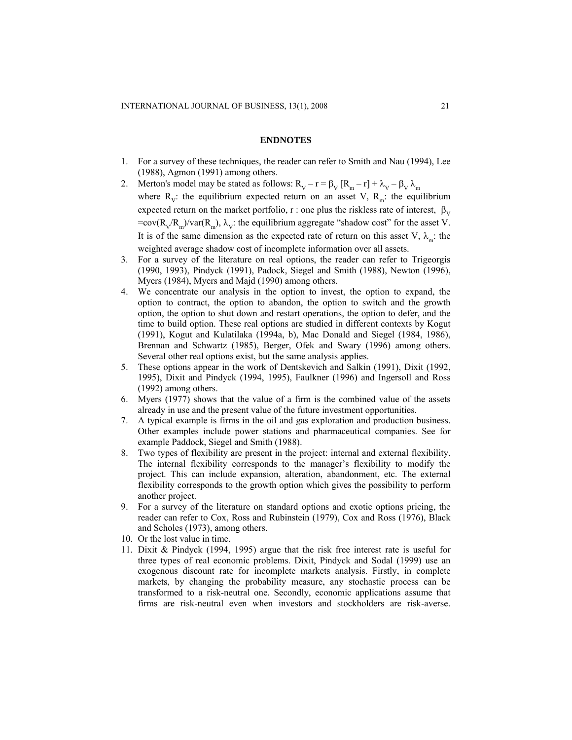## ENDNOTES

1. For a survey of these techniques, the reader can refer to Smith and Nau (1994), Lee (1988), Agmon (1991) among others.
2. Merton's model may be stated as follows: $R_V - r = \beta_V [R_m - r] + \lambda_V - \beta_V \lambda_m$ where $R_V$: the equilibrium expected return on an asset V, $R_m$: the equilibrium expected return on the market portfolio, r : one plus the riskless rate of interest, $\beta_V = cov(R_V/R_m)/var(R_m)$, $\lambda_V$: the equilibrium aggregate "shadow cost" for the asset V. It is of the same dimension as the expected rate of return on this asset V, $\lambda_m$: the weighted average shadow cost of incomplete information over all assets.
3. For a survey of the literature on real options, the reader can refer to Trigeorgis (1990, 1993), Pindyck (1991), Padock, Siegel and Smith (1988), Newton (1996), Myers (1984), Myers and Majd (1990) among others.
4. We concentrate our analysis in the option to invest, the option to expand, the option to contract, the option to abandon, the option to switch and the growth option, the option to shut down and restart operations, the option to defer, and the time to build option. These real options are studied in different contexts by Kogut (1991), Kogut and Kulatilaka (1994a, b), Mac Donald and Siegel (1984, 1986), Brennan and Schwartz (1985), Berger, Ofek and Swary (1996) among others. Several other real options exist, but the same analysis applies.
5. These options appear in the work of Dentskevich and Salkin (1991), Dixit (1992, 1995), Dixit and Pindyck (1994, 1995), Faulkner (1996) and Ingersoll and Ross (1992) among others.
6. Myers (1977) shows that the value of a firm is the combined value of the assets already in use and the present value of the future investment opportunities.
7. A typical example is firms in the oil and gas exploration and production business. Other examples include power stations and pharmaceutical companies. See for example Paddock, Siegel and Smith (1988).
8. Two types of flexibility are present in the project: internal and external flexibility. The internal flexibility corresponds to the manager's flexibility to modify the project. This can include expansion, alteration, abandonment, etc. The external flexibility corresponds to the growth option which gives the possibility to perform another project.
9. For a survey of the literature on standard options and exotic options pricing, the reader can refer to Cox, Ross and Rubinstein (1979), Cox and Ross (1976), Black and Scholes (1973), among others.
10. Or the lost value in time.
11. Dixit & Pindyck (1994, 1995) argue that the risk free interest rate is useful for three types of real economic problems. Dixit, Pindyck and Sodal (1999) use an exogenous discount rate for incomplete markets analysis. Firstly, in complete markets, by changing the probability measure, any stochastic process can be transformed to a risk-neutral one. Secondly, economic applications assume that firms are risk-neutral even when investors and stockholders are risk-averse.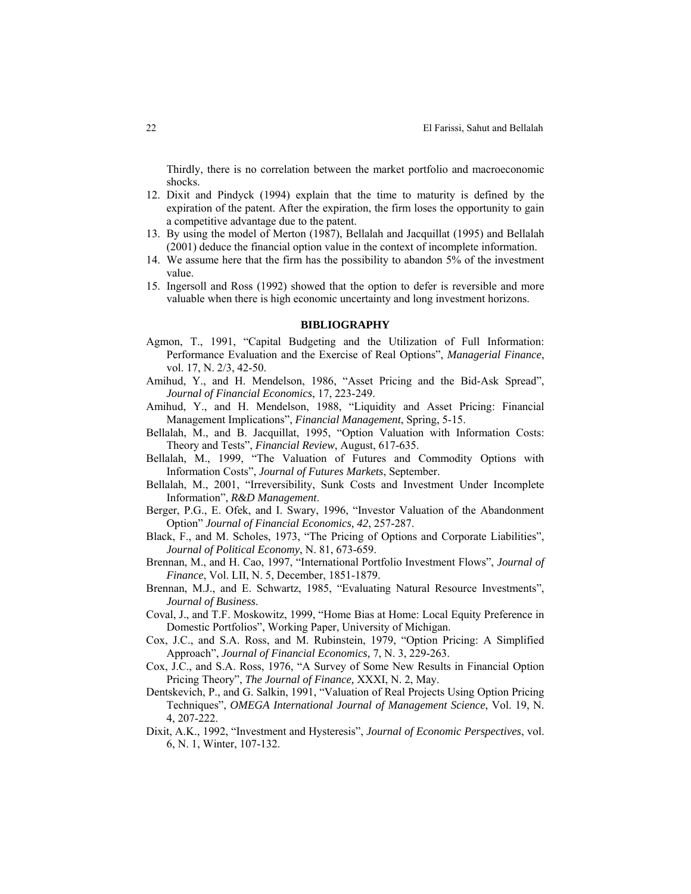Thirdly, there is no correlation between the market portfolio and macroeconomic shocks.

12. Dixit and Pindyck (1994) explain that the time to maturity is defined by the expiration of the patent. After the expiration, the firm loses the opportunity to gain a competitive advantage due to the patent.
13. By using the model of Merton (1987), Bellalah and Jacquillat (1995) and Bellalah (2001) deduce the financial option value in the context of incomplete information.
14. We assume here that the firm has the possibility to abandon 5% of the investment value.
15. Ingersoll and Ross (1992) showed that the option to defer is reversible and more valuable when there is high economic uncertainty and long investment horizons.

## BIBLIOGRAPHY

Agmon, T., 1991, "Capital Budgeting and the Utilization of Full Information: Performance Evaluation and the Exercise of Real Options", *Managerial Finance*, vol. 17, N. 2/3, 42-50.

Amihud, Y., and H. Mendelson, 1986, "Asset Pricing and the Bid-Ask Spread", *Journal of Financial Economics*, 17, 223-249.

Amihud, Y., and H. Mendelson, 1988, "Liquidity and Asset Pricing: Financial Management Implications", *Financial Management*, Spring, 5-15.

Bellalah, M., and B. Jacquillat, 1995, "Option Valuation with Information Costs: Theory and Tests", *Financial Review*, August, 617-635.

Bellalah, M., 1999, "The Valuation of Futures and Commodity Options with Information Costs", *Journal of Futures Markets*, September.

Bellalah, M., 2001, "Irreversibility, Sunk Costs and Investment Under Incomplete Information", *R&D Management*.

Berger, P.G., E. Ofek, and I. Swary, 1996, "Investor Valuation of the Abandonment Option" *Journal of Financial Economics, 42*, 257-287.

Black, F., and M. Scholes, 1973, "The Pricing of Options and Corporate Liabilities", *Journal of Political Economy*, N. 81, 673-659.

Brennan, M., and H. Cao, 1997, "International Portfolio Investment Flows", *Journal of Finance*, Vol. LII, N. 5, December, 1851-1879.

Brennan, M.J., and E. Schwartz, 1985, "Evaluating Natural Resource Investments", *Journal of Business*.

Coval, J., and T.F. Moskowitz, 1999, "Home Bias at Home: Local Equity Preference in Domestic Portfolios", Working Paper, University of Michigan.

Cox, J.C., and S.A. Ross, and M. Rubinstein, 1979, "Option Pricing: A Simplified Approach", *Journal of Financial Economics,* 7, N. 3, 229-263.

Cox, J.C., and S.A. Ross, 1976, "A Survey of Some New Results in Financial Option Pricing Theory", *The Journal of Finance,* XXXI, N. 2, May.

Dentskevich, P., and G. Salkin, 1991, "Valuation of Real Projects Using Option Pricing Techniques", *OMEGA International Journal of Management Science*, Vol. 19, N. 4, 207-222.

Dixit, A.K., 1992, "Investment and Hysteresis", *Journal of Economic Perspectives*, vol. 6, N. 1, Winter, 107-132.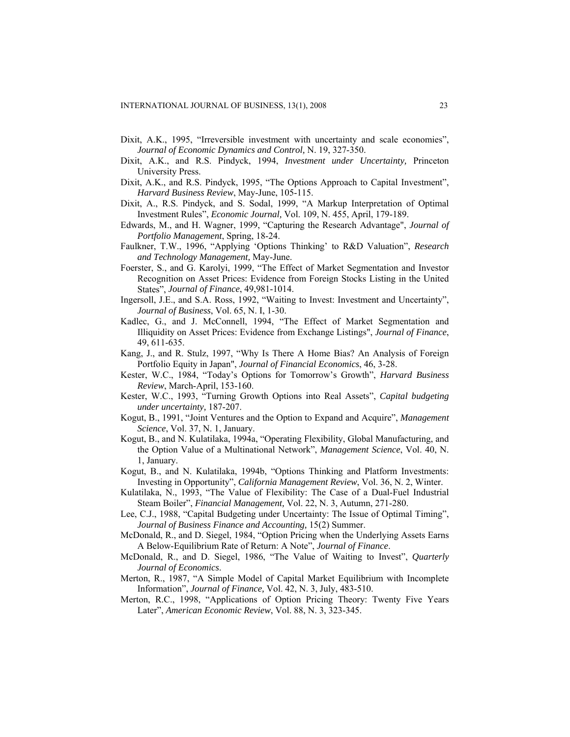Dixit, A.K., 1995, "Irreversible investment with uncertainty and scale economies", *Journal of Economic Dynamics and Control,* N. 19, 327-350.

Dixit, A.K., and R.S. Pindyck, 1994, *Investment under Uncertainty,* Princeton University Press.

Dixit, A.K., and R.S. Pindyck, 1995, "The Options Approach to Capital Investment", *Harvard Business Review*, May-June, 105-115.

Dixit, A., R.S. Pindyck, and S. Sodal, 1999, "A Markup Interpretation of Optimal Investment Rules", *Economic Journal,* Vol. 109, N. 455, April, 179-189.

Edwards, M., and H. Wagner, 1999, "Capturing the Research Advantage", *Journal of Portfolio Management*, Spring, 18-24.

Faulkner, T.W., 1996, "Applying 'Options Thinking' to R&D Valuation", *Research and Technology Management,* May-June.

Foerster, S., and G. Karolyi, 1999, "The Effect of Market Segmentation and Investor Recognition on Asset Prices: Evidence from Foreign Stocks Listing in the United States", *Journal of Finance*, 49,981-1014.

Ingersoll, J.E., and S.A. Ross, 1992, "Waiting to Invest: Investment and Uncertainty", *Journal of Business*, Vol. 65, N. I, 1-30.

Kadlec, G., and J. McConnell, 1994, "The Effect of Market Segmentation and Illiquidity on Asset Prices: Evidence from Exchange Listings", *Journal of Finance*, 49, 611-635.

Kang, J., and R. Stulz, 1997, "Why Is There A Home Bias? An Analysis of Foreign Portfolio Equity in Japan", *Journal of Financial Economics*, 46, 3-28.

Kester, W.C., 1984, "Today's Options for Tomorrow's Growth", *Harvard Business Review*, March-April, 153-160.

Kester, W.C., 1993, "Turning Growth Options into Real Assets", *Capital budgeting under uncertainty,* 187-207.

Kogut, B., 1991, "Joint Ventures and the Option to Expand and Acquire", *Management Science*, Vol. 37, N. 1, January.

Kogut, B., and N. Kulatilaka, 1994a, "Operating Flexibility, Global Manufacturing, and the Option Value of a Multinational Network", *Management Science*, Vol. 40, N. 1, January.

Kogut, B., and N. Kulatilaka, 1994b, "Options Thinking and Platform Investments: Investing in Opportunity", *California Management Review*, Vol. 36, N. 2, Winter.

Kulatilaka, N., 1993, "The Value of Flexibility: The Case of a Dual-Fuel Industrial Steam Boiler", *Financial Management,* Vol. 22, N. 3, Autumn, 271-280.

Lee, C.J., 1988, "Capital Budgeting under Uncertainty: The Issue of Optimal Timing", *Journal of Business Finance and Accounting,* 15(2) Summer.

McDonald, R., and D. Siegel, 1984, "Option Pricing when the Underlying Assets Earns A Below-Equilibrium Rate of Return: A Note", *Journal of Finance*.

McDonald, R., and D. Siegel, 1986, "The Value of Waiting to Invest", *Quarterly Journal of Economics*.

Merton, R., 1987, "A Simple Model of Capital Market Equilibrium with Incomplete Information", *Journal of Finance,* Vol. 42, N. 3, July, 483-510.

Merton, R.C., 1998, "Applications of Option Pricing Theory: Twenty Five Years Later", *American Economic Review*, Vol. 88, N. 3, 323-345.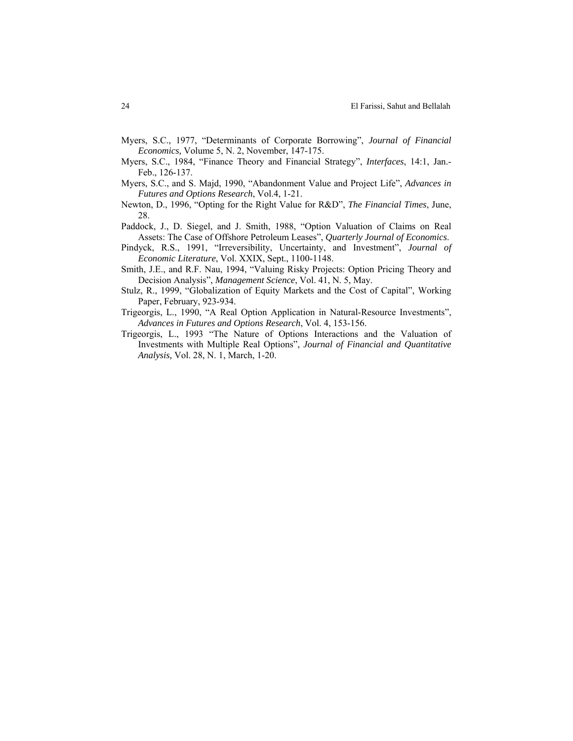Myers, S.C., 1977, "Determinants of Corporate Borrowing", *Journal of Financial Economics,* Volume 5, N. 2, November, 147-175.

Myers, S.C., 1984, "Finance Theory and Financial Strategy", *Interfaces*, 14:1, Jan.-Feb., 126-137.

Myers, S.C., and S. Majd, 1990, "Abandonment Value and Project Life", *Advances in Futures and Options Research*, Vol.4, 1-21.

Newton, D., 1996, "Opting for the Right Value for R&D", *The Financial Times*, June, 28.

Paddock, J., D. Siegel, and J. Smith, 1988, "Option Valuation of Claims on Real Assets: The Case of Offshore Petroleum Leases", *Quarterly Journal of Economics*.

Pindyck, R.S., 1991, "Irreversibility, Uncertainty, and Investment", *Journal of Economic Literature*, Vol. XXIX, Sept., 1100-1148.

Smith, J.E., and R.F. Nau, 1994, "Valuing Risky Projects: Option Pricing Theory and Decision Analysis", *Management Science*, Vol. 41, N. 5, May.

Stulz, R., 1999, "Globalization of Equity Markets and the Cost of Capital", Working Paper, February, 923-934.

Trigeorgis, L., 1990, "A Real Option Application in Natural-Resource Investments", *Advances in Futures and Options Research*, Vol. 4, 153-156.

Trigeorgis, L., 1993 "The Nature of Options Interactions and the Valuation of Investments with Multiple Real Options", *Journal of Financial and Quantitative Analysis,* Vol. 28, N. 1, March, 1-20.